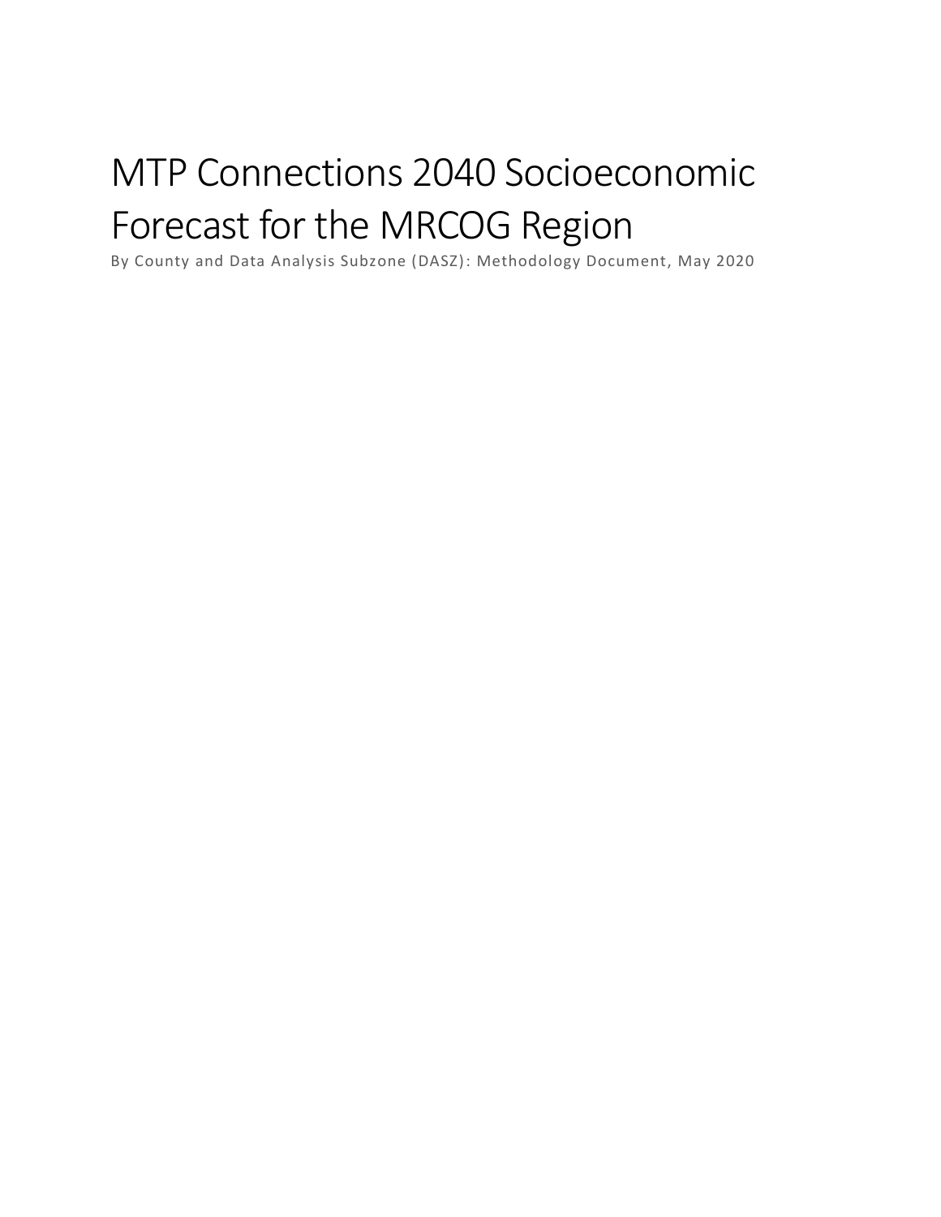# MTP Connections 2040 Socioeconomic Forecast for the MRCOG Region

By County and Data Analysis Subzone (DASZ): Methodology Document, May 2020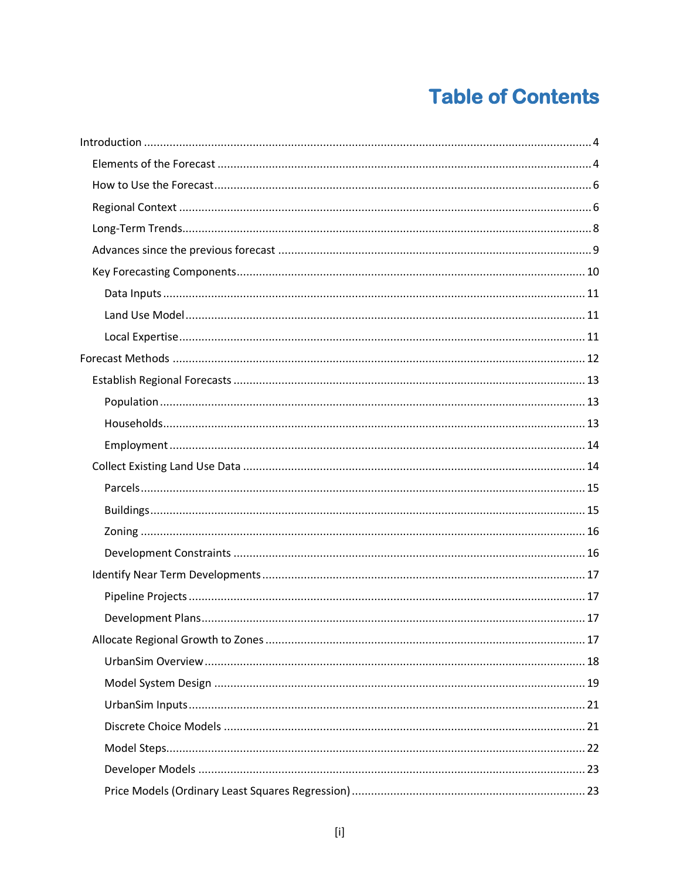# Table of Contents

- Introduction ..... 4
  - Elements of the Forecast ..... 4
  - How to Use the Forecast ..... 6
  - Regional Context ..... 6
  - Long-Term Trends ..... 8
  - Advances since the previous forecast ..... 9
  - Key Forecasting Components ..... 10
    - Data Inputs ..... 11
    - Land Use Model ..... 11
    - Local Expertise ..... 11
- Forecast Methods ..... 12
  - Establish Regional Forecasts ..... 13
    - Population ..... 13
    - Households ..... 13
    - Employment ..... 14
  - Collect Existing Land Use Data ..... 14
    - Parcels ..... 15
    - Buildings ..... 15
    - Zoning ..... 16
    - Development Constraints ..... 16
  - Identify Near Term Developments ..... 17
    - Pipeline Projects ..... 17
    - Development Plans ..... 17
  - Allocate Regional Growth to Zones ..... 17
    - UrbanSim Overview ..... 18
    - Model System Design ..... 19
    - UrbanSim Inputs ..... 21
    - Discrete Choice Models ..... 21
    - Model Steps ..... 22
    - Developer Models ..... 23
    - Price Models (Ordinary Least Squares Regression) ..... 23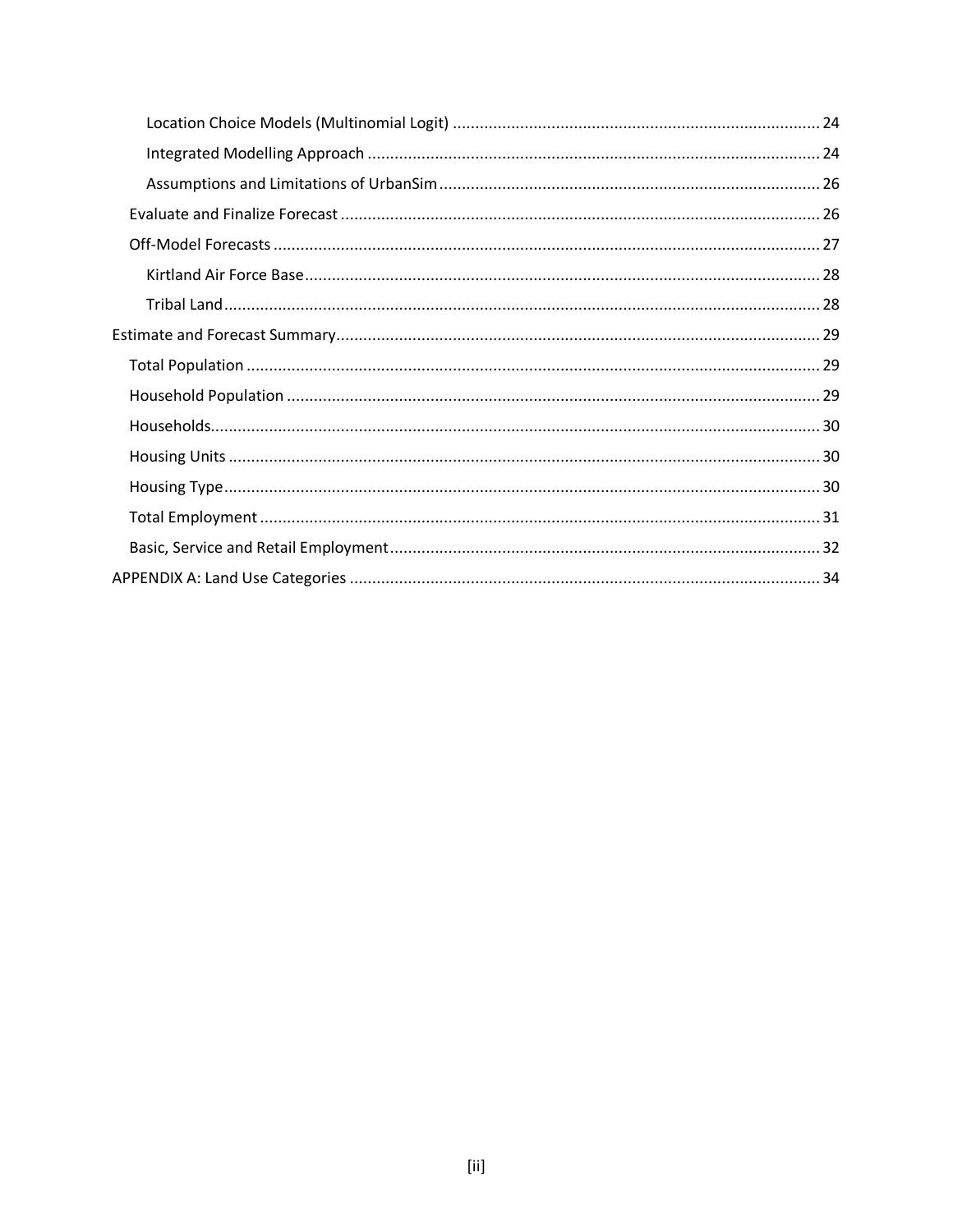- Location Choice Models (Multinomial Logit) ..... 24
- Integrated Modelling Approach ..... 24
- Assumptions and Limitations of UrbanSim ..... 26
- Evaluate and Finalize Forecast ..... 26
- Off-Model Forecasts ..... 27
  - Kirtland Air Force Base ..... 28
  - Tribal Land ..... 28

Estimate and Forecast Summary ..... 29

- Total Population ..... 29
- Household Population ..... 29
- Households ..... 30
- Housing Units ..... 30
- Housing Type ..... 30
- Total Employment ..... 31
- Basic, Service and Retail Employment ..... 32

APPENDIX A: Land Use Categories ..... 34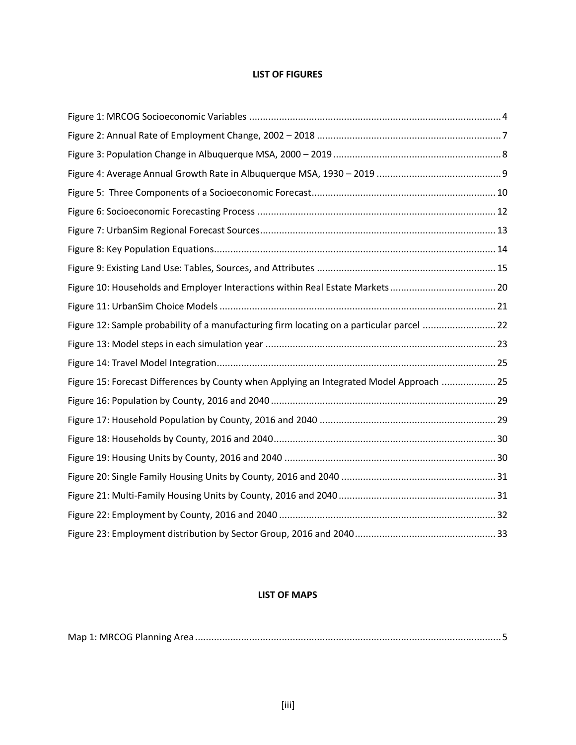## LIST OF FIGURES

Figure 1: MRCOG Socioeconomic Variables ............................................................................................ 4

Figure 2: Annual Rate of Employment Change, 2002 – 2018 .................................................................... 7

Figure 3: Population Change in Albuquerque MSA, 2000 – 2019 ............................................................. 8

Figure 4: Average Annual Growth Rate in Albuquerque MSA, 1930 – 2019 .............................................. 9

Figure 5: Three Components of a Socioeconomic Forecast .................................................................... 10

Figure 6: Socioeconomic Forecasting Process ........................................................................................ 12

Figure 7: UrbanSim Regional Forecast Sources ...................................................................................... 13

Figure 8: Key Population Equations ........................................................................................................ 14

Figure 9: Existing Land Use: Tables, Sources, and Attributes .................................................................. 15

Figure 10: Households and Employer Interactions within Real Estate Markets ....................................... 20

Figure 11: UrbanSim Choice Models ...................................................................................................... 21

Figure 12: Sample probability of a manufacturing firm locating on a particular parcel ........................... 22

Figure 13: Model steps in each simulation year ..................................................................................... 23

Figure 14: Travel Model Integration ....................................................................................................... 25

Figure 15: Forecast Differences by County when Applying an Integrated Model Approach .................... 25

Figure 16: Population by County, 2016 and 2040 ................................................................................... 29

Figure 17: Household Population by County, 2016 and 2040 ................................................................. 29

Figure 18: Households by County, 2016 and 2040 .................................................................................. 30

Figure 19: Housing Units by County, 2016 and 2040 .............................................................................. 30

Figure 20: Single Family Housing Units by County, 2016 and 2040 ......................................................... 31

Figure 21: Multi-Family Housing Units by County, 2016 and 2040 .......................................................... 31

Figure 22: Employment by County, 2016 and 2040 ................................................................................ 32

Figure 23: Employment distribution by Sector Group, 2016 and 2040 .................................................... 33

## LIST OF MAPS

Map 1: MRCOG Planning Area ................................................................................................................. 5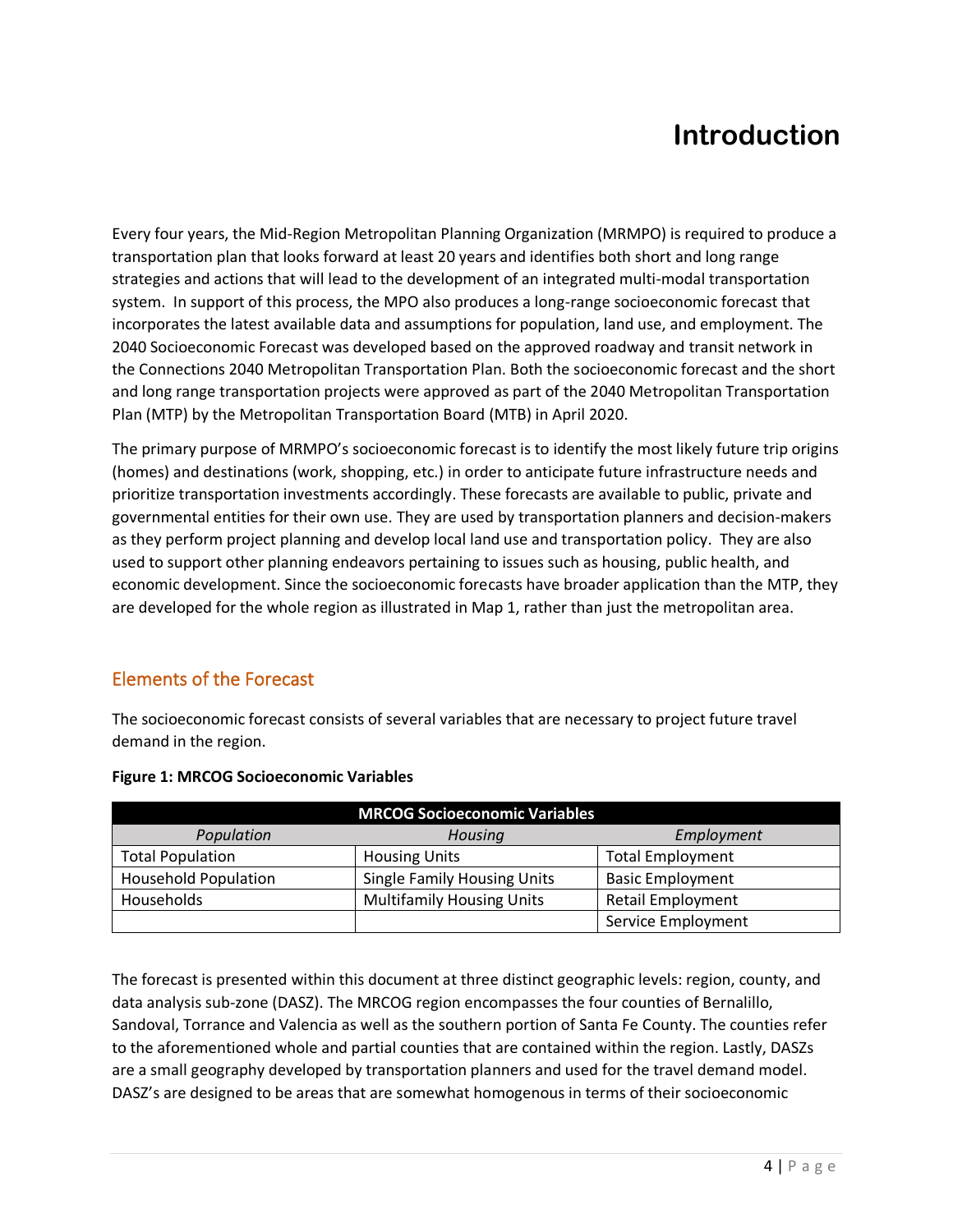# Introduction

Every four years, the Mid-Region Metropolitan Planning Organization (MRMPO) is required to produce a transportation plan that looks forward at least 20 years and identifies both short and long range strategies and actions that will lead to the development of an integrated multi-modal transportation system. In support of this process, the MPO also produces a long-range socioeconomic forecast that incorporates the latest available data and assumptions for population, land use, and employment. The 2040 Socioeconomic Forecast was developed based on the approved roadway and transit network in the Connections 2040 Metropolitan Transportation Plan. Both the socioeconomic forecast and the short and long range transportation projects were approved as part of the 2040 Metropolitan Transportation Plan (MTP) by the Metropolitan Transportation Board (MTB) in April 2020.

The primary purpose of MRMPO's socioeconomic forecast is to identify the most likely future trip origins (homes) and destinations (work, shopping, etc.) in order to anticipate future infrastructure needs and prioritize transportation investments accordingly. These forecasts are available to public, private and governmental entities for their own use. They are used by transportation planners and decision-makers as they perform project planning and develop local land use and transportation policy. They are also used to support other planning endeavors pertaining to issues such as housing, public health, and economic development. Since the socioeconomic forecasts have broader application than the MTP, they are developed for the whole region as illustrated in Map 1, rather than just the metropolitan area.

## Elements of the Forecast

The socioeconomic forecast consists of several variables that are necessary to project future travel demand in the region.

**Figure 1: MRCOG Socioeconomic Variables**

| MRCOG Socioeconomic Variables | | |
|---|---|---|
| *Population* | *Housing* | *Employment* |
| Total Population | Housing Units | Total Employment |
| Household Population | Single Family Housing Units | Basic Employment |
| Households | Multifamily Housing Units | Retail Employment |
| | | Service Employment |

The forecast is presented within this document at three distinct geographic levels: region, county, and data analysis sub-zone (DASZ). The MRCOG region encompasses the four counties of Bernalillo, Sandoval, Torrance and Valencia as well as the southern portion of Santa Fe County. The counties refer to the aforementioned whole and partial counties that are contained within the region. Lastly, DASZs are a small geography developed by transportation planners and used for the travel demand model. DASZ's are designed to be areas that are somewhat homogenous in terms of their socioeconomic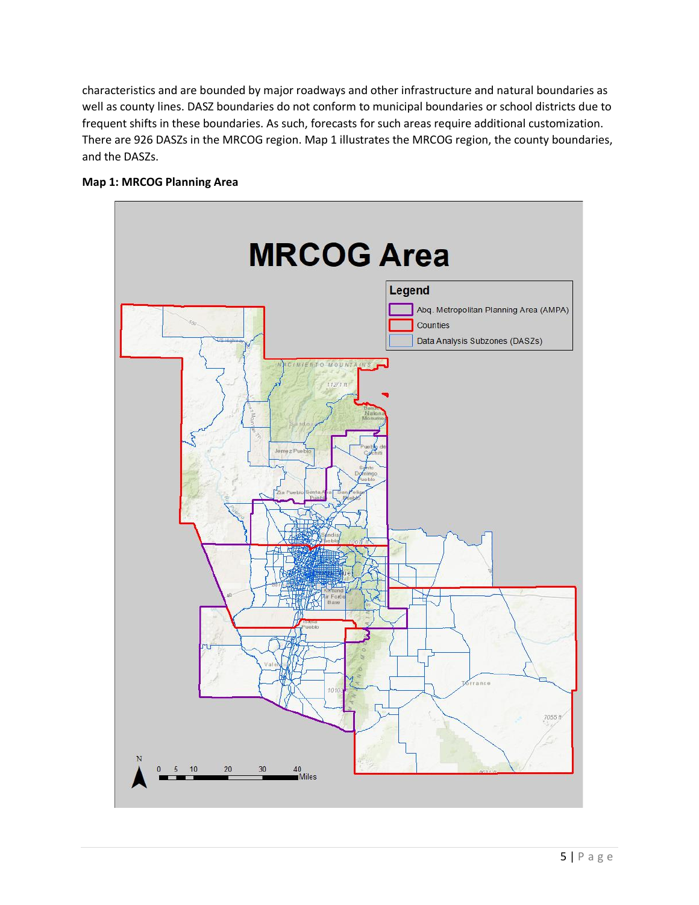characteristics and are bounded by major roadways and other infrastructure and natural boundaries as well as county lines. DASZ boundaries do not conform to municipal boundaries or school districts due to frequent shifts in these boundaries. As such, forecasts for such areas require additional customization. There are 926 DASZs in the MRCOG region. Map 1 illustrates the MRCOG region, the county boundaries, and the DASZs.

**Map 1: MRCOG Planning Area**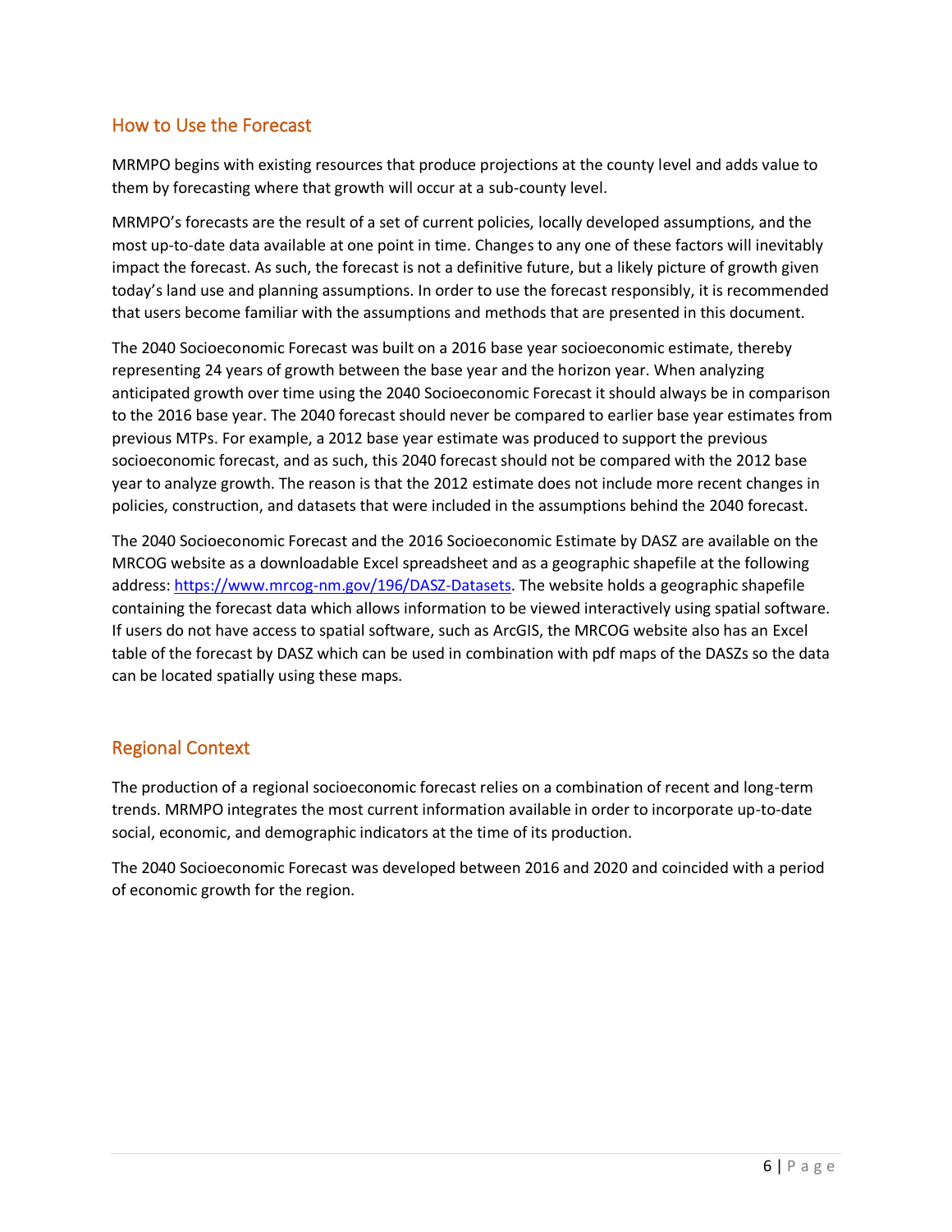## How to Use the Forecast

MRMPO begins with existing resources that produce projections at the county level and adds value to them by forecasting where that growth will occur at a sub-county level.

MRMPO's forecasts are the result of a set of current policies, locally developed assumptions, and the most up-to-date data available at one point in time. Changes to any one of these factors will inevitably impact the forecast. As such, the forecast is not a definitive future, but a likely picture of growth given today's land use and planning assumptions. In order to use the forecast responsibly, it is recommended that users become familiar with the assumptions and methods that are presented in this document.

The 2040 Socioeconomic Forecast was built on a 2016 base year socioeconomic estimate, thereby representing 24 years of growth between the base year and the horizon year. When analyzing anticipated growth over time using the 2040 Socioeconomic Forecast it should always be in comparison to the 2016 base year. The 2040 forecast should never be compared to earlier base year estimates from previous MTPs. For example, a 2012 base year estimate was produced to support the previous socioeconomic forecast, and as such, this 2040 forecast should not be compared with the 2012 base year to analyze growth. The reason is that the 2012 estimate does not include more recent changes in policies, construction, and datasets that were included in the assumptions behind the 2040 forecast.

The 2040 Socioeconomic Forecast and the 2016 Socioeconomic Estimate by DASZ are available on the MRCOG website as a downloadable Excel spreadsheet and as a geographic shapefile at the following address: [https://www.mrcog-nm.gov/196/DASZ-Datasets](https://www.mrcog-nm.gov/196/DASZ-Datasets). The website holds a geographic shapefile containing the forecast data which allows information to be viewed interactively using spatial software. If users do not have access to spatial software, such as ArcGIS, the MRCOG website also has an Excel table of the forecast by DASZ which can be used in combination with pdf maps of the DASZs so the data can be located spatially using these maps.

## Regional Context

The production of a regional socioeconomic forecast relies on a combination of recent and long-term trends. MRMPO integrates the most current information available in order to incorporate up-to-date social, economic, and demographic indicators at the time of its production.

The 2040 Socioeconomic Forecast was developed between 2016 and 2020 and coincided with a period of economic growth for the region.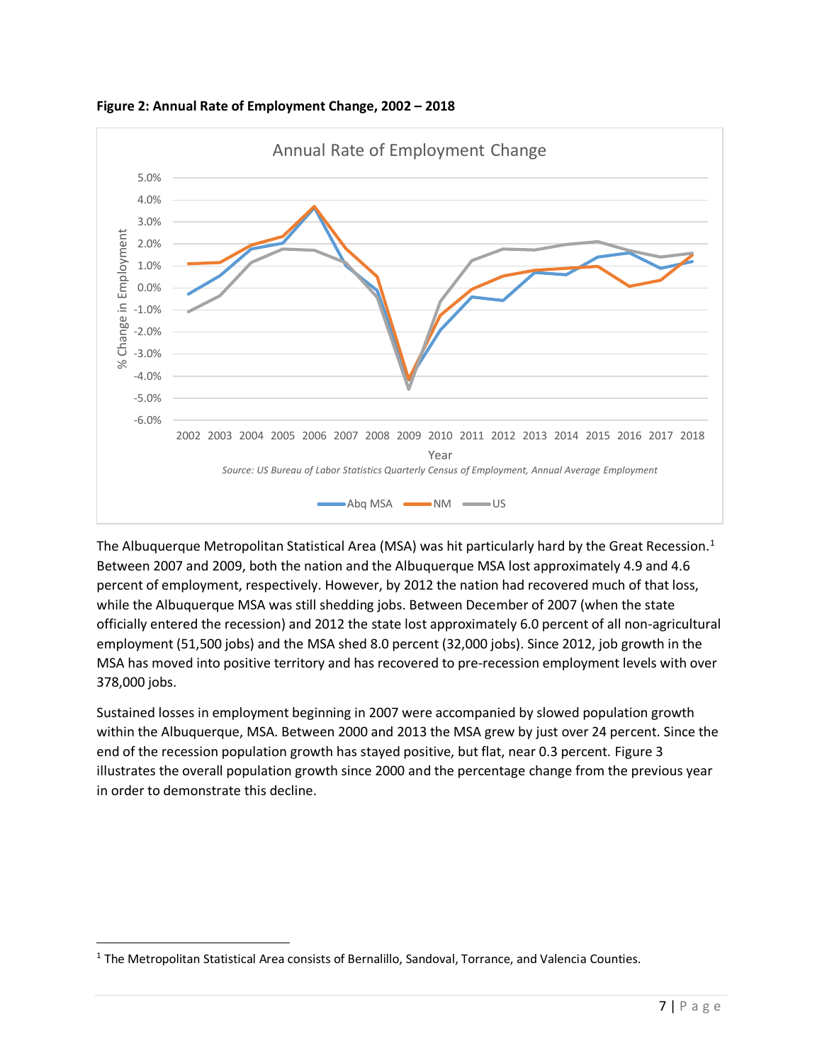**Figure 2: Annual Rate of Employment Change, 2002 – 2018**

The Albuquerque Metropolitan Statistical Area (MSA) was hit particularly hard by the Great Recession.[1] Between 2007 and 2009, both the nation and the Albuquerque MSA lost approximately 4.9 and 4.6 percent of employment, respectively. However, by 2012 the nation had recovered much of that loss, while the Albuquerque MSA was still shedding jobs. Between December of 2007 (when the state officially entered the recession) and 2012 the state lost approximately 6.0 percent of all non-agricultural employment (51,500 jobs) and the MSA shed 8.0 percent (32,000 jobs). Since 2012, job growth in the MSA has moved into positive territory and has recovered to pre-recession employment levels with over 378,000 jobs.

Sustained losses in employment beginning in 2007 were accompanied by slowed population growth within the Albuquerque, MSA. Between 2000 and 2013 the MSA grew by just over 24 percent. Since the end of the recession population growth has stayed positive, but flat, near 0.3 percent. Figure 3 illustrates the overall population growth since 2000 and the percentage change from the previous year in order to demonstrate this decline.

---

[1] The Metropolitan Statistical Area consists of Bernalillo, Sandoval, Torrance, and Valencia Counties.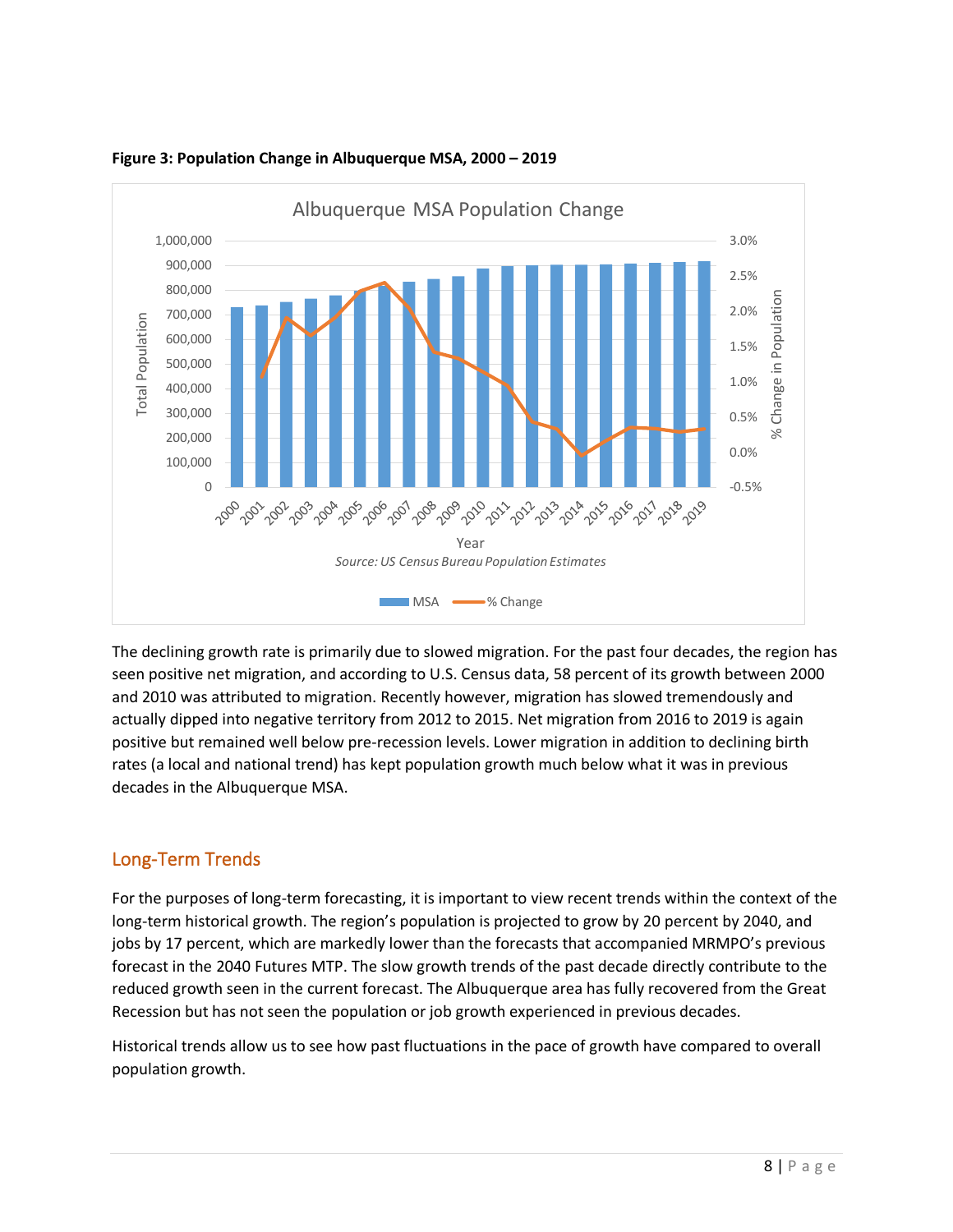**Figure 3: Population Change in Albuquerque MSA, 2000 – 2019**

The declining growth rate is primarily due to slowed migration. For the past four decades, the region has seen positive net migration, and according to U.S. Census data, 58 percent of its growth between 2000 and 2010 was attributed to migration. Recently however, migration has slowed tremendously and actually dipped into negative territory from 2012 to 2015. Net migration from 2016 to 2019 is again positive but remained well below pre-recession levels. Lower migration in addition to declining birth rates (a local and national trend) has kept population growth much below what it was in previous decades in the Albuquerque MSA.

## Long-Term Trends

For the purposes of long-term forecasting, it is important to view recent trends within the context of the long-term historical growth. The region's population is projected to grow by 20 percent by 2040, and jobs by 17 percent, which are markedly lower than the forecasts that accompanied MRMPO's previous forecast in the 2040 Futures MTP. The slow growth trends of the past decade directly contribute to the reduced growth seen in the current forecast. The Albuquerque area has fully recovered from the Great Recession but has not seen the population or job growth experienced in previous decades.

Historical trends allow us to see how past fluctuations in the pace of growth have compared to overall population growth.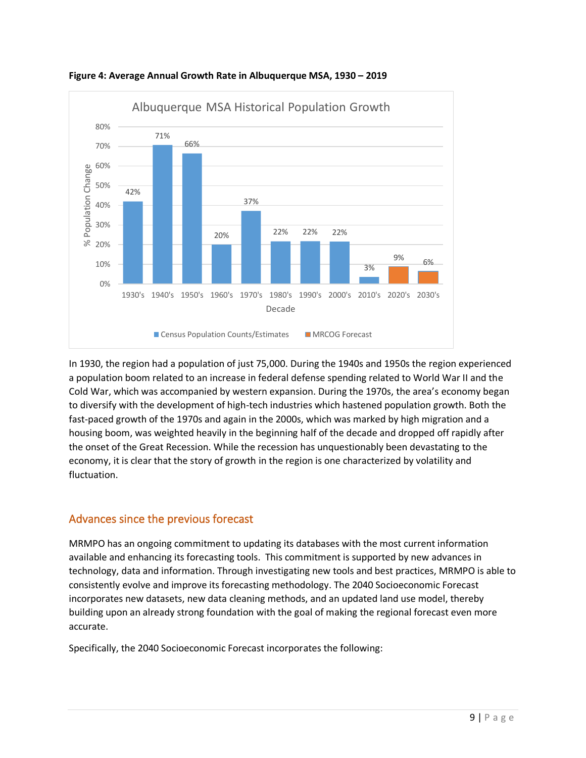**Figure 4: Average Annual Growth Rate in Albuquerque MSA, 1930 – 2019**

In 1930, the region had a population of just 75,000. During the 1940s and 1950s the region experienced a population boom related to an increase in federal defense spending related to World War II and the Cold War, which was accompanied by western expansion. During the 1970s, the area's economy began to diversify with the development of high-tech industries which hastened population growth. Both the fast-paced growth of the 1970s and again in the 2000s, which was marked by high migration and a housing boom, was weighted heavily in the beginning half of the decade and dropped off rapidly after the onset of the Great Recession. While the recession has unquestionably been devastating to the economy, it is clear that the story of growth in the region is one characterized by volatility and fluctuation.

## Advances since the previous forecast

MRMPO has an ongoing commitment to updating its databases with the most current information available and enhancing its forecasting tools. This commitment is supported by new advances in technology, data and information. Through investigating new tools and best practices, MRMPO is able to consistently evolve and improve its forecasting methodology. The 2040 Socioeconomic Forecast incorporates new datasets, new data cleaning methods, and an updated land use model, thereby building upon an already strong foundation with the goal of making the regional forecast even more accurate.

Specifically, the 2040 Socioeconomic Forecast incorporates the following: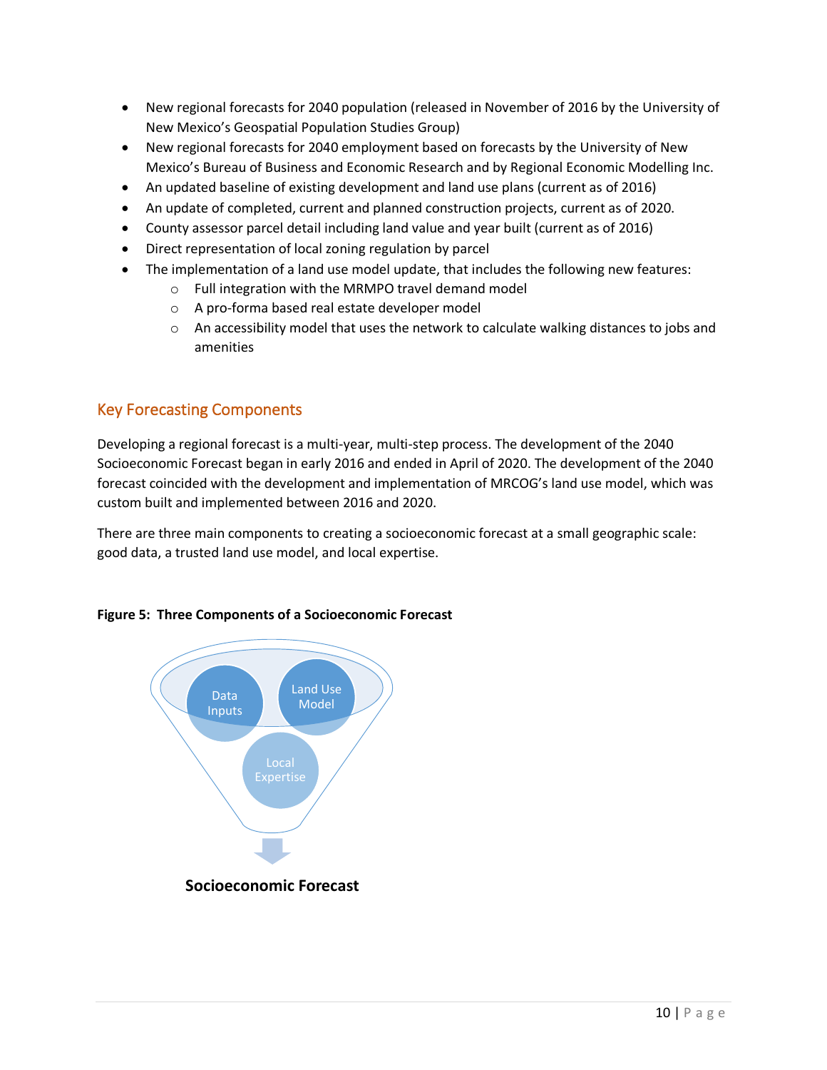- New regional forecasts for 2040 population (released in November of 2016 by the University of New Mexico's Geospatial Population Studies Group)
- New regional forecasts for 2040 employment based on forecasts by the University of New Mexico's Bureau of Business and Economic Research and by Regional Economic Modelling Inc.
- An updated baseline of existing development and land use plans (current as of 2016)
- An update of completed, current and planned construction projects, current as of 2020.
- County assessor parcel detail including land value and year built (current as of 2016)
- Direct representation of local zoning regulation by parcel
- The implementation of a land use model update, that includes the following new features:
  - Full integration with the MRMPO travel demand model
  - A pro-forma based real estate developer model
  - An accessibility model that uses the network to calculate walking distances to jobs and amenities

## Key Forecasting Components

Developing a regional forecast is a multi-year, multi-step process. The development of the 2040 Socioeconomic Forecast began in early 2016 and ended in April of 2020. The development of the 2040 forecast coincided with the development and implementation of MRCOG's land use model, which was custom built and implemented between 2016 and 2020.

There are three main components to creating a socioeconomic forecast at a small geographic scale: good data, a trusted land use model, and local expertise.

**Figure 5: Three Components of a Socioeconomic Forecast**

Data Inputs

Land Use Model

Local Expertise

**Socioeconomic Forecast**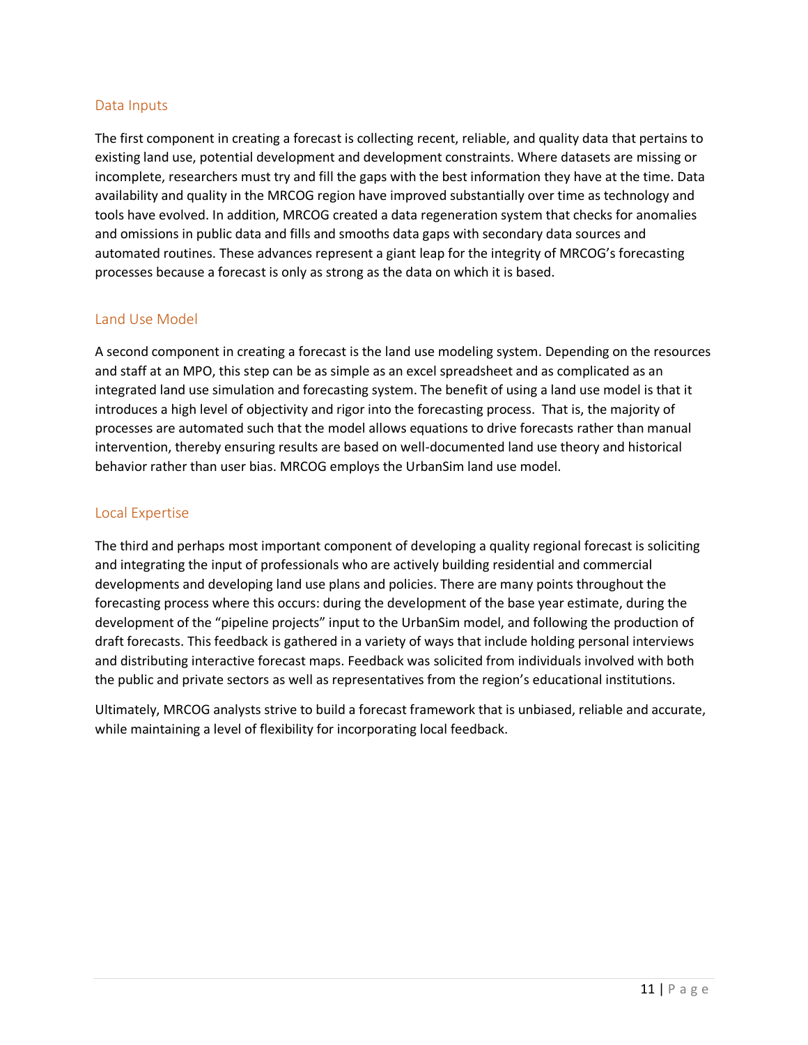## Data Inputs

The first component in creating a forecast is collecting recent, reliable, and quality data that pertains to existing land use, potential development and development constraints. Where datasets are missing or incomplete, researchers must try and fill the gaps with the best information they have at the time. Data availability and quality in the MRCOG region have improved substantially over time as technology and tools have evolved. In addition, MRCOG created a data regeneration system that checks for anomalies and omissions in public data and fills and smooths data gaps with secondary data sources and automated routines. These advances represent a giant leap for the integrity of MRCOG's forecasting processes because a forecast is only as strong as the data on which it is based.

## Land Use Model

A second component in creating a forecast is the land use modeling system. Depending on the resources and staff at an MPO, this step can be as simple as an excel spreadsheet and as complicated as an integrated land use simulation and forecasting system. The benefit of using a land use model is that it introduces a high level of objectivity and rigor into the forecasting process. That is, the majority of processes are automated such that the model allows equations to drive forecasts rather than manual intervention, thereby ensuring results are based on well-documented land use theory and historical behavior rather than user bias. MRCOG employs the UrbanSim land use model.

## Local Expertise

The third and perhaps most important component of developing a quality regional forecast is soliciting and integrating the input of professionals who are actively building residential and commercial developments and developing land use plans and policies. There are many points throughout the forecasting process where this occurs: during the development of the base year estimate, during the development of the "pipeline projects" input to the UrbanSim model, and following the production of draft forecasts. This feedback is gathered in a variety of ways that include holding personal interviews and distributing interactive forecast maps. Feedback was solicited from individuals involved with both the public and private sectors as well as representatives from the region's educational institutions.

Ultimately, MRCOG analysts strive to build a forecast framework that is unbiased, reliable and accurate, while maintaining a level of flexibility for incorporating local feedback.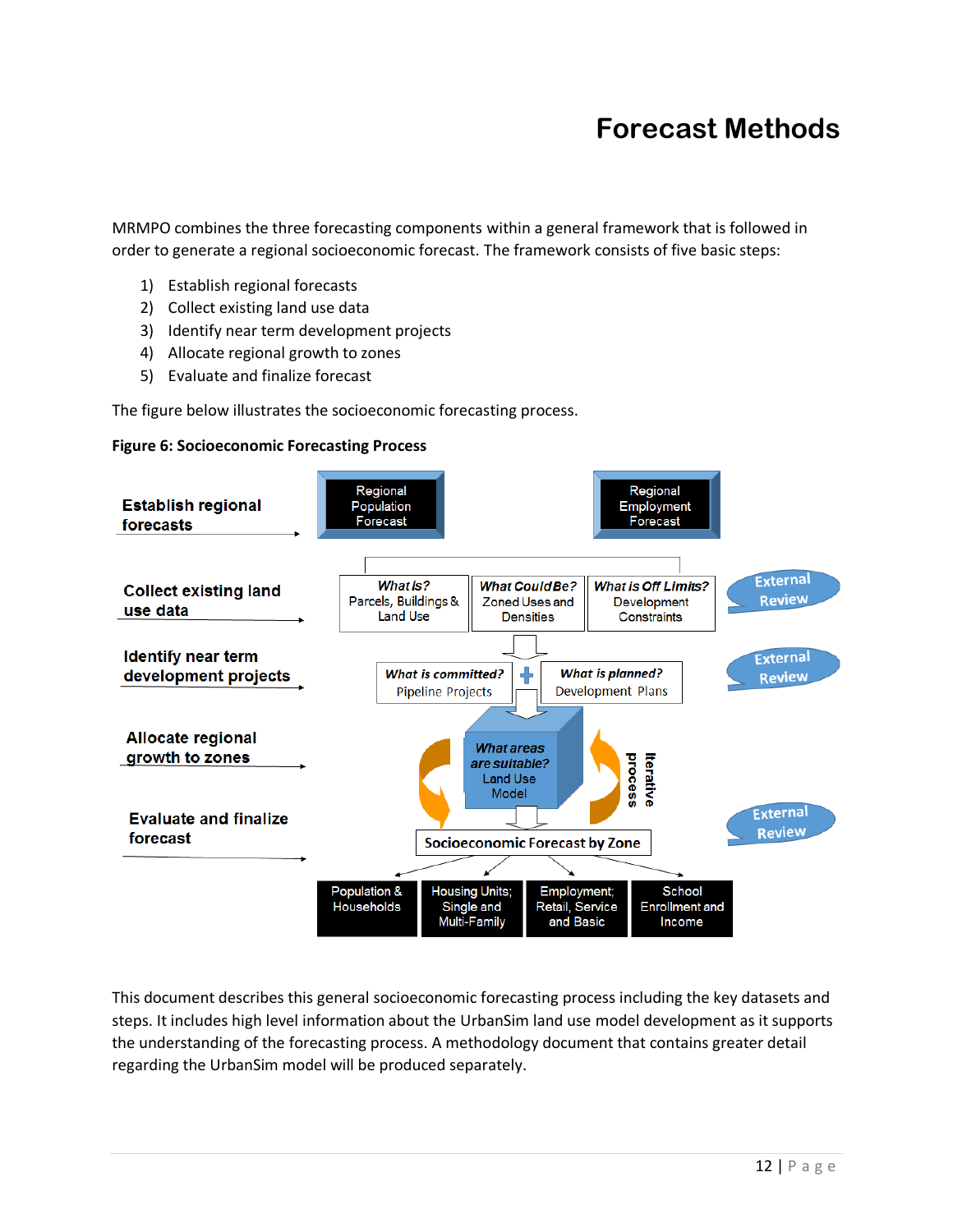# Forecast Methods

MRMPO combines the three forecasting components within a general framework that is followed in order to generate a regional socioeconomic forecast. The framework consists of five basic steps:

1) Establish regional forecasts
2) Collect existing land use data
3) Identify near term development projects
4) Allocate regional growth to zones
5) Evaluate and finalize forecast

The figure below illustrates the socioeconomic forecasting process.

**Figure 6: Socioeconomic Forecasting Process**

Establish regional forecasts → Regional Population Forecast; Regional Employment Forecast

Collect existing land use data → *What Is?* Parcels, Buildings & Land Use; *What Could Be?* Zoned Uses and Densities; *What is Off Limits?* Development Constraints — External Review

Identify near term development projects → *What is committed?* Pipeline Projects + *What is planned?* Development Plans — External Review

Allocate regional growth to zones → *What areas are suitable?* Land Use Model (iterative process)

Evaluate and finalize forecast → Socioeconomic Forecast by Zone — External Review

Population & Households; Housing Units; Single and Multi-Family; Employment; Retail, Service and Basic; School Enrollment and Income

This document describes this general socioeconomic forecasting process including the key datasets and steps. It includes high level information about the UrbanSim land use model development as it supports the understanding of the forecasting process. A methodology document that contains greater detail regarding the UrbanSim model will be produced separately.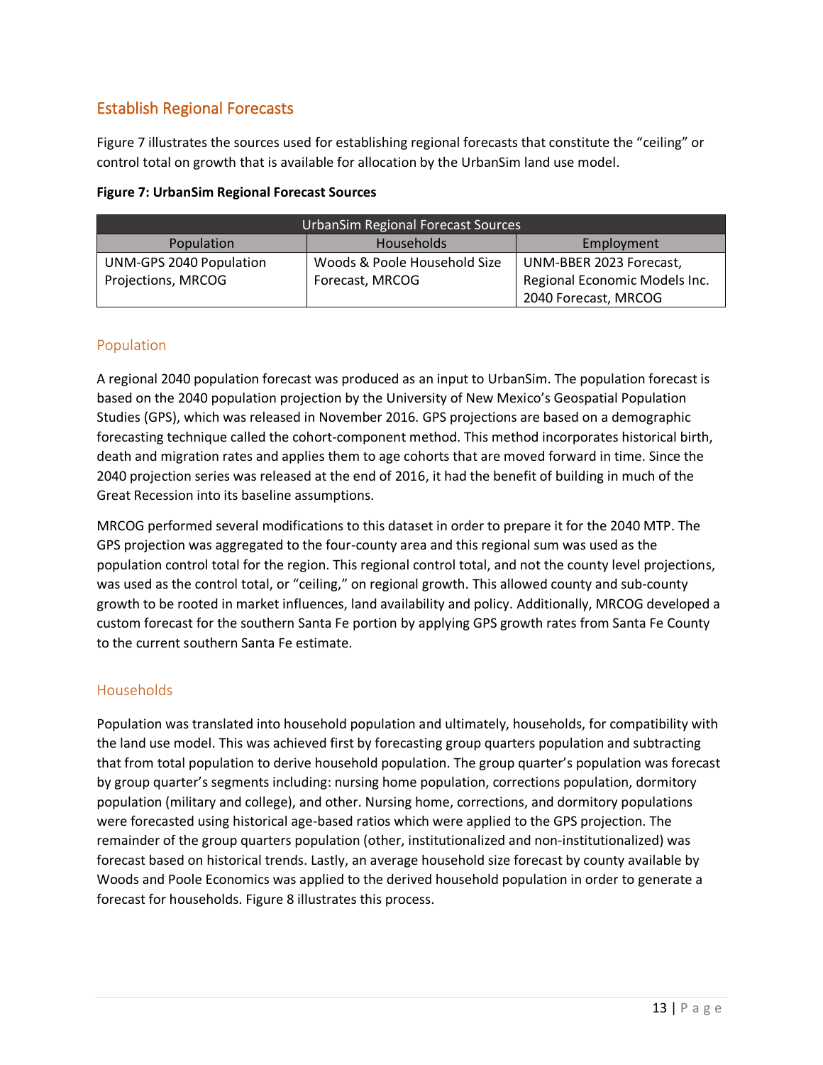## Establish Regional Forecasts

Figure 7 illustrates the sources used for establishing regional forecasts that constitute the "ceiling" or control total on growth that is available for allocation by the UrbanSim land use model.

**Figure 7: UrbanSim Regional Forecast Sources**

| UrbanSim Regional Forecast Sources | | |
|---|---|---|
| Population | Households | Employment |
| UNM-GPS 2040 Population Projections, MRCOG | Woods & Poole Household Size Forecast, MRCOG | UNM-BBER 2023 Forecast, Regional Economic Models Inc. 2040 Forecast, MRCOG |

### Population

A regional 2040 population forecast was produced as an input to UrbanSim. The population forecast is based on the 2040 population projection by the University of New Mexico's Geospatial Population Studies (GPS), which was released in November 2016. GPS projections are based on a demographic forecasting technique called the cohort-component method. This method incorporates historical birth, death and migration rates and applies them to age cohorts that are moved forward in time. Since the 2040 projection series was released at the end of 2016, it had the benefit of building in much of the Great Recession into its baseline assumptions.

MRCOG performed several modifications to this dataset in order to prepare it for the 2040 MTP. The GPS projection was aggregated to the four-county area and this regional sum was used as the population control total for the region. This regional control total, and not the county level projections, was used as the control total, or "ceiling," on regional growth. This allowed county and sub-county growth to be rooted in market influences, land availability and policy. Additionally, MRCOG developed a custom forecast for the southern Santa Fe portion by applying GPS growth rates from Santa Fe County to the current southern Santa Fe estimate.

### Households

Population was translated into household population and ultimately, households, for compatibility with the land use model. This was achieved first by forecasting group quarters population and subtracting that from total population to derive household population. The group quarter's population was forecast by group quarter's segments including: nursing home population, corrections population, dormitory population (military and college), and other. Nursing home, corrections, and dormitory populations were forecasted using historical age-based ratios which were applied to the GPS projection. The remainder of the group quarters population (other, institutionalized and non-institutionalized) was forecast based on historical trends. Lastly, an average household size forecast by county available by Woods and Poole Economics was applied to the derived household population in order to generate a forecast for households. Figure 8 illustrates this process.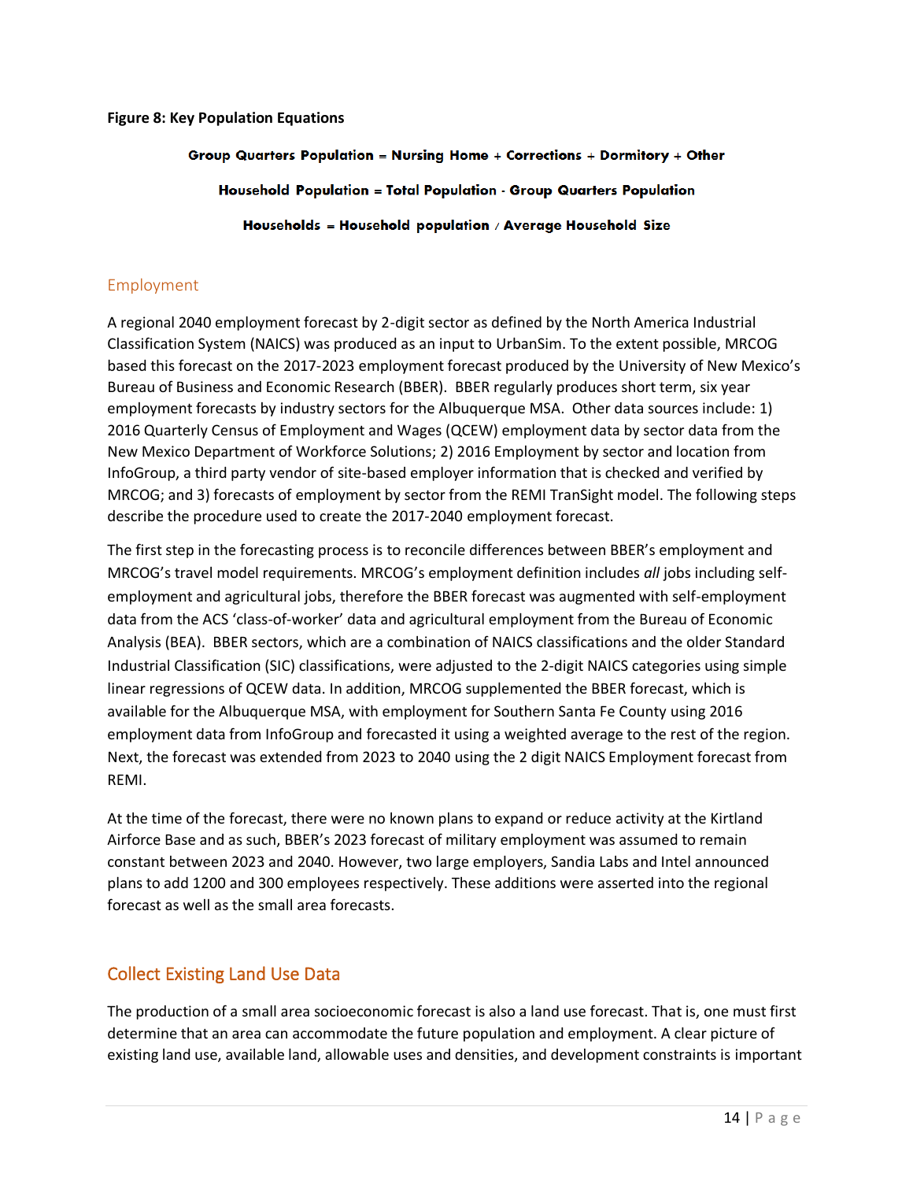**Figure 8: Key Population Equations**

**Group Quarters Population = Nursing Home + Corrections + Dormitory + Other**

**Household Population = Total Population - Group Quarters Population**

**Households = Household population / Average Household Size**

## Employment

A regional 2040 employment forecast by 2-digit sector as defined by the North America Industrial Classification System (NAICS) was produced as an input to UrbanSim. To the extent possible, MRCOG based this forecast on the 2017-2023 employment forecast produced by the University of New Mexico's Bureau of Business and Economic Research (BBER). BBER regularly produces short term, six year employment forecasts by industry sectors for the Albuquerque MSA. Other data sources include: 1) 2016 Quarterly Census of Employment and Wages (QCEW) employment data by sector data from the New Mexico Department of Workforce Solutions; 2) 2016 Employment by sector and location from InfoGroup, a third party vendor of site-based employer information that is checked and verified by MRCOG; and 3) forecasts of employment by sector from the REMI TranSight model. The following steps describe the procedure used to create the 2017-2040 employment forecast.

The first step in the forecasting process is to reconcile differences between BBER's employment and MRCOG's travel model requirements. MRCOG's employment definition includes *all* jobs including self-employment and agricultural jobs, therefore the BBER forecast was augmented with self-employment data from the ACS 'class-of-worker' data and agricultural employment from the Bureau of Economic Analysis (BEA). BBER sectors, which are a combination of NAICS classifications and the older Standard Industrial Classification (SIC) classifications, were adjusted to the 2-digit NAICS categories using simple linear regressions of QCEW data. In addition, MRCOG supplemented the BBER forecast, which is available for the Albuquerque MSA, with employment for Southern Santa Fe County using 2016 employment data from InfoGroup and forecasted it using a weighted average to the rest of the region. Next, the forecast was extended from 2023 to 2040 using the 2 digit NAICS Employment forecast from REMI.

At the time of the forecast, there were no known plans to expand or reduce activity at the Kirtland Airforce Base and as such, BBER's 2023 forecast of military employment was assumed to remain constant between 2023 and 2040. However, two large employers, Sandia Labs and Intel announced plans to add 1200 and 300 employees respectively. These additions were asserted into the regional forecast as well as the small area forecasts.

# Collect Existing Land Use Data

The production of a small area socioeconomic forecast is also a land use forecast. That is, one must first determine that an area can accommodate the future population and employment. A clear picture of existing land use, available land, allowable uses and densities, and development constraints is important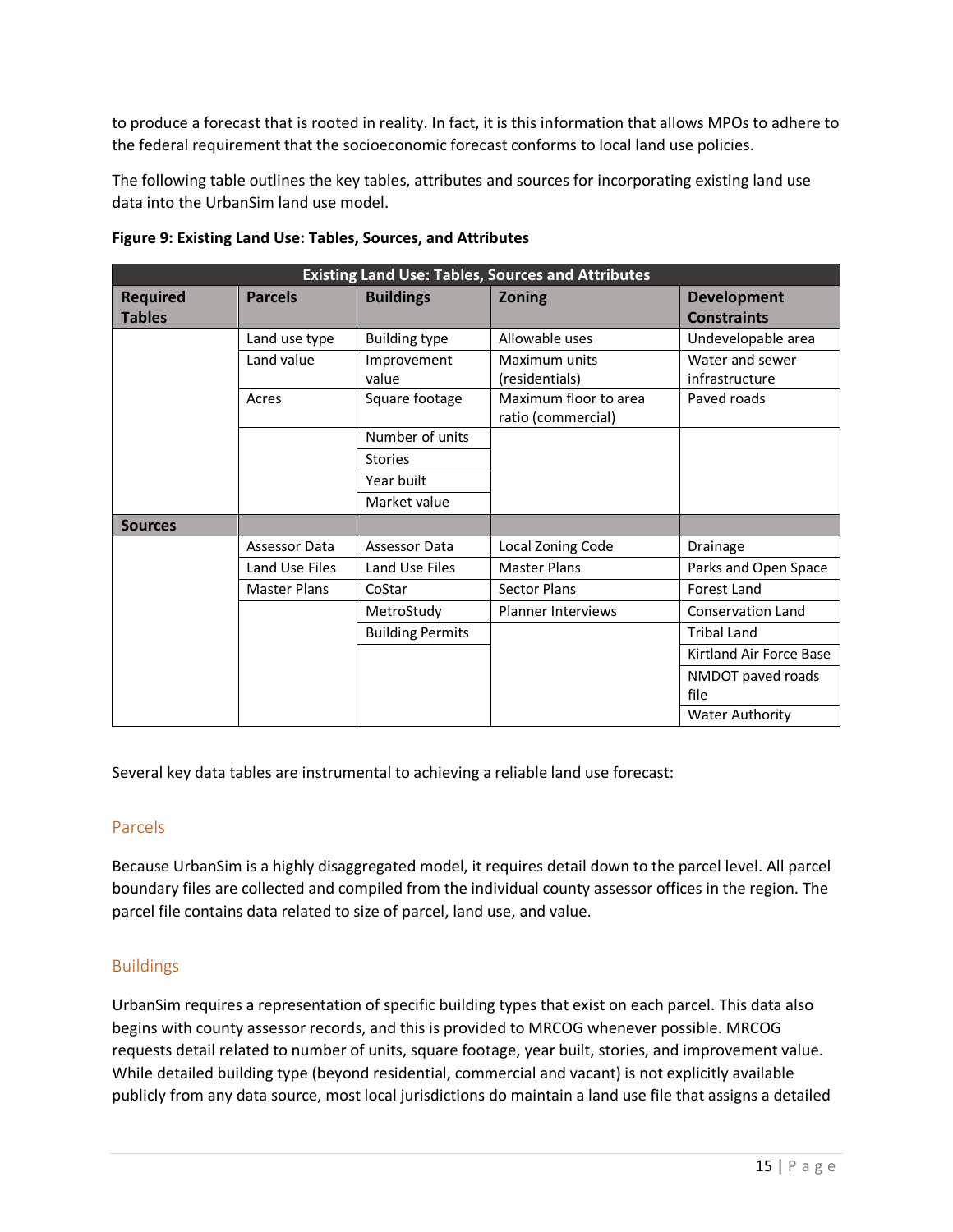to produce a forecast that is rooted in reality. In fact, it is this information that allows MPOs to adhere to the federal requirement that the socioeconomic forecast conforms to local land use policies.

The following table outlines the key tables, attributes and sources for incorporating existing land use data into the UrbanSim land use model.

**Figure 9: Existing Land Use: Tables, Sources, and Attributes**

| Existing Land Use: Tables, Sources and Attributes | | | | |
|---|---|---|---|---|
| **Required Tables** | **Parcels** | **Buildings** | **Zoning** | **Development Constraints** |
| | Land use type | Building type | Allowable uses | Undevelopable area |
| | Land value | Improvement value | Maximum units (residentials) | Water and sewer infrastructure |
| | Acres | Square footage | Maximum floor to area ratio (commercial) | Paved roads |
| | | Number of units | | |
| | | Stories | | |
| | | Year built | | |
| | | Market value | | |
| **Sources** | | | | |
| | Assessor Data | Assessor Data | Local Zoning Code | Drainage |
| | Land Use Files | Land Use Files | Master Plans | Parks and Open Space |
| | Master Plans | CoStar | Sector Plans | Forest Land |
| | | MetroStudy | Planner Interviews | Conservation Land |
| | | Building Permits | | Tribal Land |
| | | | | Kirtland Air Force Base |
| | | | | NMDOT paved roads file |
| | | | | Water Authority |

Several key data tables are instrumental to achieving a reliable land use forecast:

### Parcels

Because UrbanSim is a highly disaggregated model, it requires detail down to the parcel level. All parcel boundary files are collected and compiled from the individual county assessor offices in the region. The parcel file contains data related to size of parcel, land use, and value.

### Buildings

UrbanSim requires a representation of specific building types that exist on each parcel. This data also begins with county assessor records, and this is provided to MRCOG whenever possible. MRCOG requests detail related to number of units, square footage, year built, stories, and improvement value. While detailed building type (beyond residential, commercial and vacant) is not explicitly available publicly from any data source, most local jurisdictions do maintain a land use file that assigns a detailed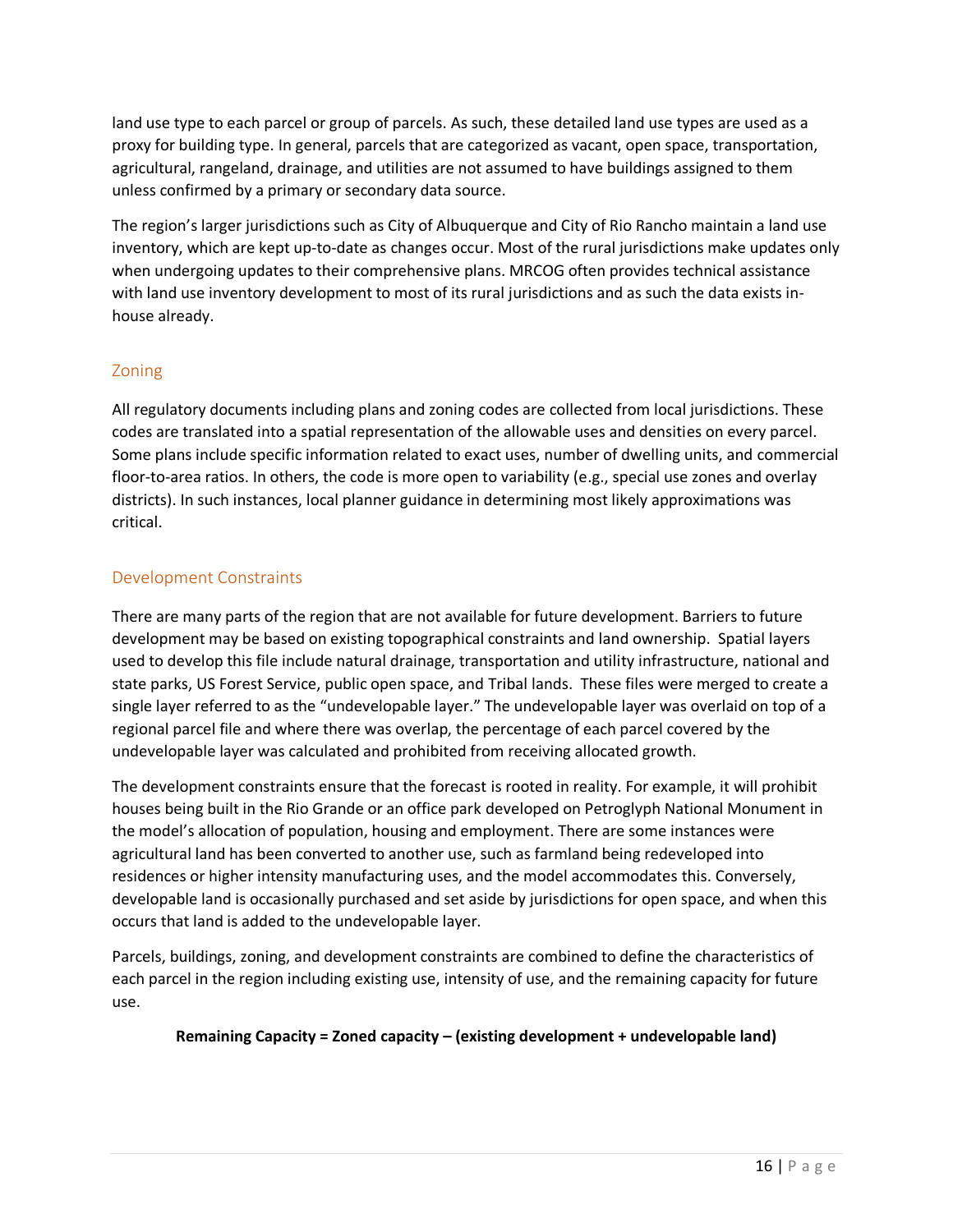land use type to each parcel or group of parcels. As such, these detailed land use types are used as a proxy for building type. In general, parcels that are categorized as vacant, open space, transportation, agricultural, rangeland, drainage, and utilities are not assumed to have buildings assigned to them unless confirmed by a primary or secondary data source.

The region's larger jurisdictions such as City of Albuquerque and City of Rio Rancho maintain a land use inventory, which are kept up-to-date as changes occur. Most of the rural jurisdictions make updates only when undergoing updates to their comprehensive plans. MRCOG often provides technical assistance with land use inventory development to most of its rural jurisdictions and as such the data exists in-house already.

## Zoning

All regulatory documents including plans and zoning codes are collected from local jurisdictions. These codes are translated into a spatial representation of the allowable uses and densities on every parcel. Some plans include specific information related to exact uses, number of dwelling units, and commercial floor-to-area ratios. In others, the code is more open to variability (e.g., special use zones and overlay districts). In such instances, local planner guidance in determining most likely approximations was critical.

## Development Constraints

There are many parts of the region that are not available for future development. Barriers to future development may be based on existing topographical constraints and land ownership. Spatial layers used to develop this file include natural drainage, transportation and utility infrastructure, national and state parks, US Forest Service, public open space, and Tribal lands. These files were merged to create a single layer referred to as the "undevelopable layer." The undevelopable layer was overlaid on top of a regional parcel file and where there was overlap, the percentage of each parcel covered by the undevelopable layer was calculated and prohibited from receiving allocated growth.

The development constraints ensure that the forecast is rooted in reality. For example, it will prohibit houses being built in the Rio Grande or an office park developed on Petroglyph National Monument in the model's allocation of population, housing and employment. There are some instances were agricultural land has been converted to another use, such as farmland being redeveloped into residences or higher intensity manufacturing uses, and the model accommodates this. Conversely, developable land is occasionally purchased and set aside by jurisdictions for open space, and when this occurs that land is added to the undevelopable layer.

Parcels, buildings, zoning, and development constraints are combined to define the characteristics of each parcel in the region including existing use, intensity of use, and the remaining capacity for future use.

**Remaining Capacity = Zoned capacity – (existing development + undevelopable land)**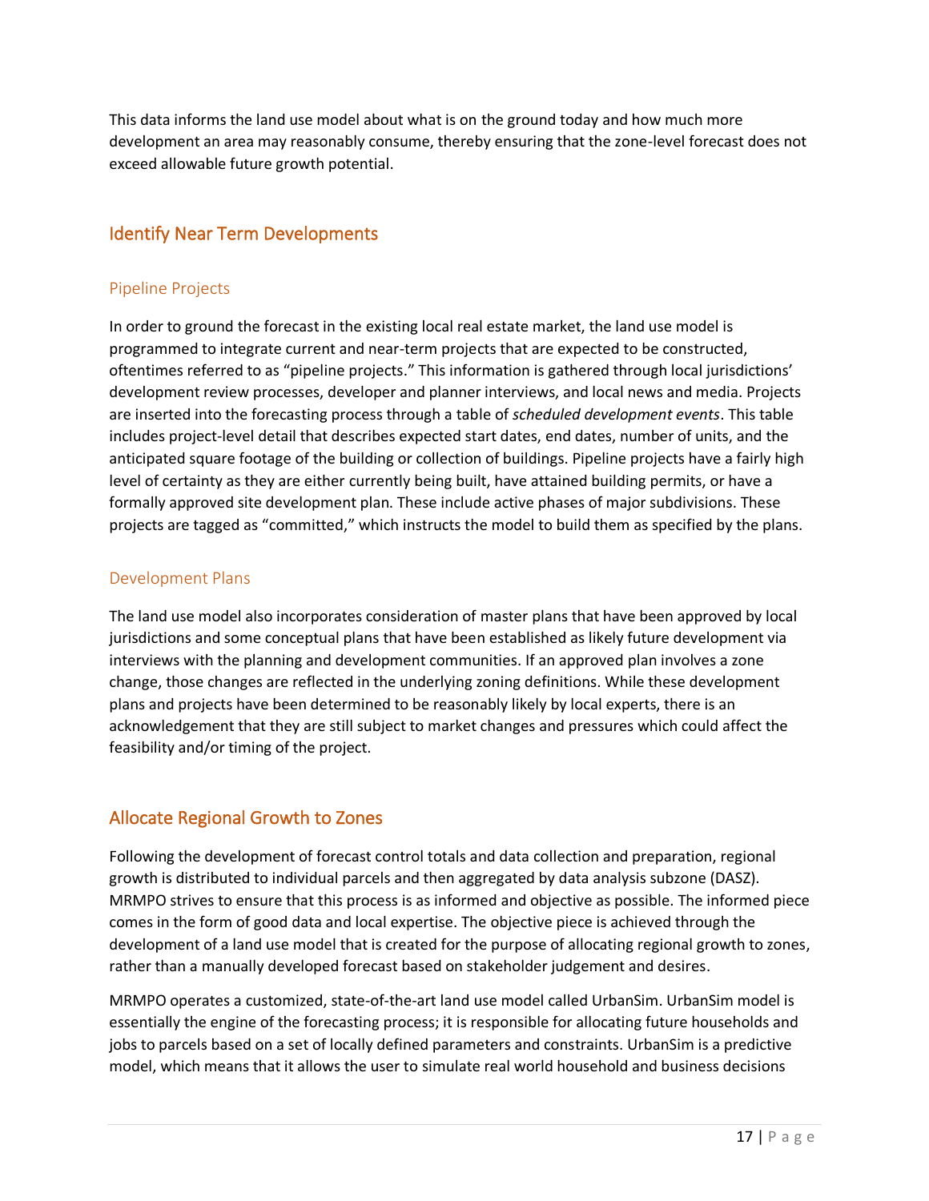This data informs the land use model about what is on the ground today and how much more development an area may reasonably consume, thereby ensuring that the zone-level forecast does not exceed allowable future growth potential.

## Identify Near Term Developments

### Pipeline Projects

In order to ground the forecast in the existing local real estate market, the land use model is programmed to integrate current and near-term projects that are expected to be constructed, oftentimes referred to as "pipeline projects." This information is gathered through local jurisdictions' development review processes, developer and planner interviews, and local news and media. Projects are inserted into the forecasting process through a table of *scheduled development events*. This table includes project-level detail that describes expected start dates, end dates, number of units, and the anticipated square footage of the building or collection of buildings. Pipeline projects have a fairly high level of certainty as they are either currently being built, have attained building permits, or have a formally approved site development plan. These include active phases of major subdivisions. These projects are tagged as "committed," which instructs the model to build them as specified by the plans.

### Development Plans

The land use model also incorporates consideration of master plans that have been approved by local jurisdictions and some conceptual plans that have been established as likely future development via interviews with the planning and development communities. If an approved plan involves a zone change, those changes are reflected in the underlying zoning definitions. While these development plans and projects have been determined to be reasonably likely by local experts, there is an acknowledgement that they are still subject to market changes and pressures which could affect the feasibility and/or timing of the project.

## Allocate Regional Growth to Zones

Following the development of forecast control totals and data collection and preparation, regional growth is distributed to individual parcels and then aggregated by data analysis subzone (DASZ). MRMPO strives to ensure that this process is as informed and objective as possible. The informed piece comes in the form of good data and local expertise. The objective piece is achieved through the development of a land use model that is created for the purpose of allocating regional growth to zones, rather than a manually developed forecast based on stakeholder judgement and desires.

MRMPO operates a customized, state-of-the-art land use model called UrbanSim. UrbanSim model is essentially the engine of the forecasting process; it is responsible for allocating future households and jobs to parcels based on a set of locally defined parameters and constraints. UrbanSim is a predictive model, which means that it allows the user to simulate real world household and business decisions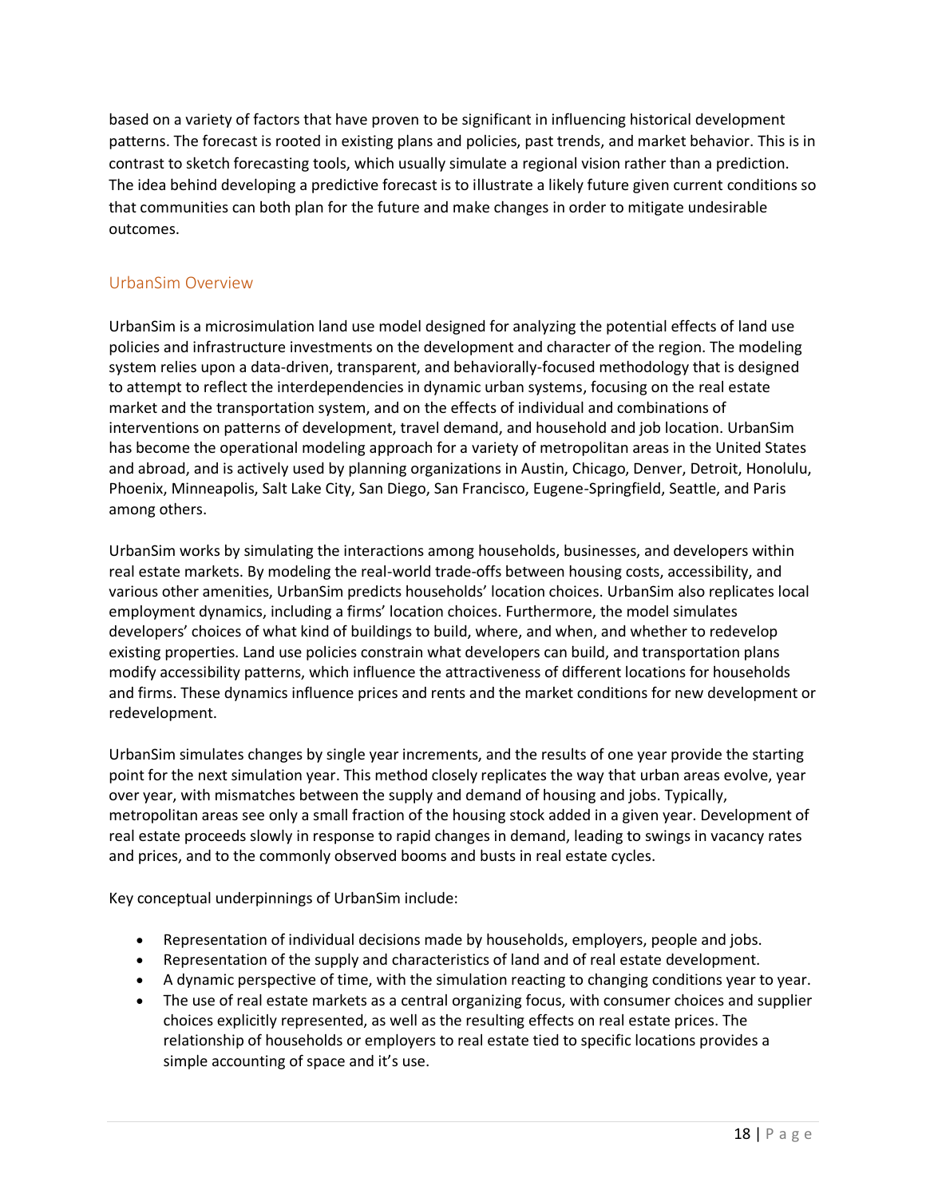based on a variety of factors that have proven to be significant in influencing historical development patterns. The forecast is rooted in existing plans and policies, past trends, and market behavior. This is in contrast to sketch forecasting tools, which usually simulate a regional vision rather than a prediction. The idea behind developing a predictive forecast is to illustrate a likely future given current conditions so that communities can both plan for the future and make changes in order to mitigate undesirable outcomes.

## UrbanSim Overview

UrbanSim is a microsimulation land use model designed for analyzing the potential effects of land use policies and infrastructure investments on the development and character of the region. The modeling system relies upon a data-driven, transparent, and behaviorally-focused methodology that is designed to attempt to reflect the interdependencies in dynamic urban systems, focusing on the real estate market and the transportation system, and on the effects of individual and combinations of interventions on patterns of development, travel demand, and household and job location. UrbanSim has become the operational modeling approach for a variety of metropolitan areas in the United States and abroad, and is actively used by planning organizations in Austin, Chicago, Denver, Detroit, Honolulu, Phoenix, Minneapolis, Salt Lake City, San Diego, San Francisco, Eugene-Springfield, Seattle, and Paris among others.

UrbanSim works by simulating the interactions among households, businesses, and developers within real estate markets. By modeling the real-world trade-offs between housing costs, accessibility, and various other amenities, UrbanSim predicts households' location choices. UrbanSim also replicates local employment dynamics, including a firms' location choices. Furthermore, the model simulates developers' choices of what kind of buildings to build, where, and when, and whether to redevelop existing properties. Land use policies constrain what developers can build, and transportation plans modify accessibility patterns, which influence the attractiveness of different locations for households and firms. These dynamics influence prices and rents and the market conditions for new development or redevelopment.

UrbanSim simulates changes by single year increments, and the results of one year provide the starting point for the next simulation year. This method closely replicates the way that urban areas evolve, year over year, with mismatches between the supply and demand of housing and jobs. Typically, metropolitan areas see only a small fraction of the housing stock added in a given year. Development of real estate proceeds slowly in response to rapid changes in demand, leading to swings in vacancy rates and prices, and to the commonly observed booms and busts in real estate cycles.

Key conceptual underpinnings of UrbanSim include:

- Representation of individual decisions made by households, employers, people and jobs.
- Representation of the supply and characteristics of land and of real estate development.
- A dynamic perspective of time, with the simulation reacting to changing conditions year to year.
- The use of real estate markets as a central organizing focus, with consumer choices and supplier choices explicitly represented, as well as the resulting effects on real estate prices. The relationship of households or employers to real estate tied to specific locations provides a simple accounting of space and it's use.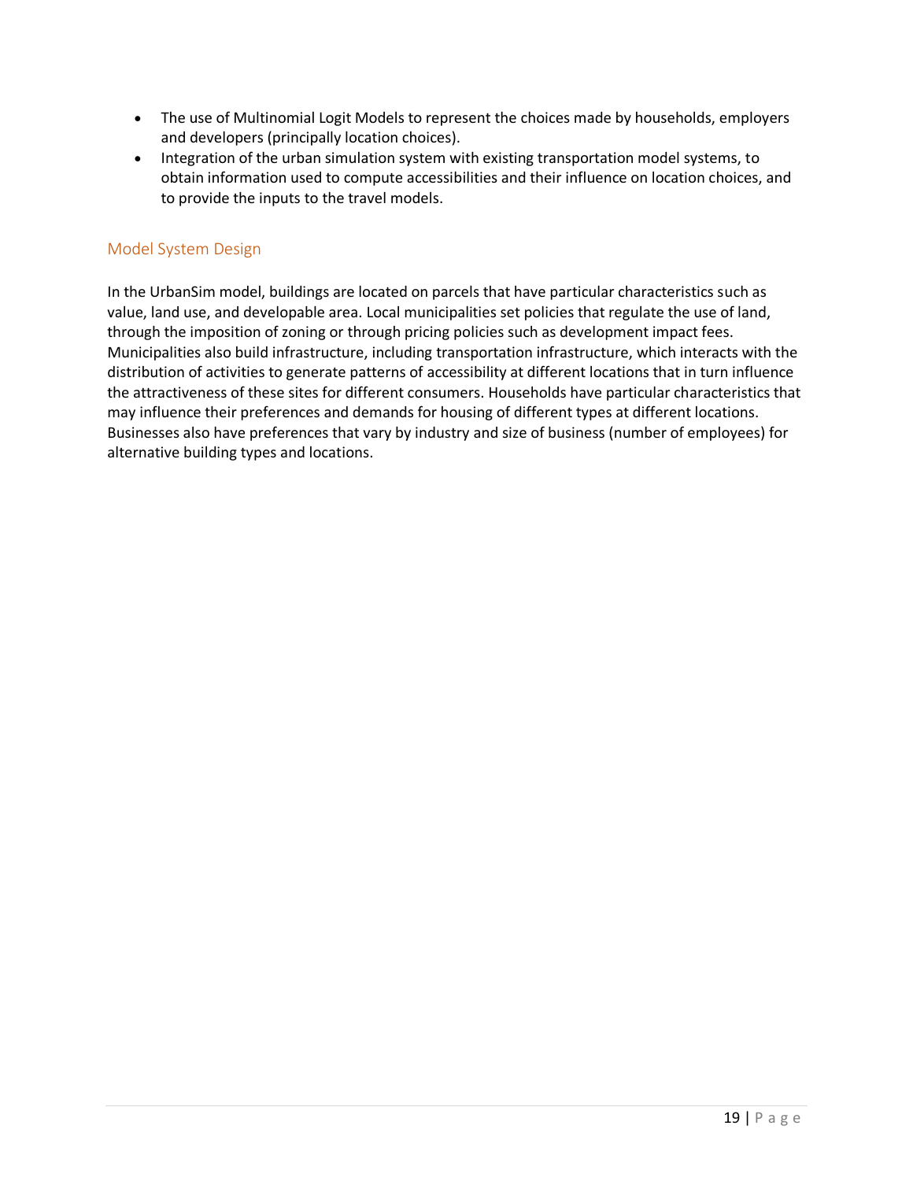- The use of Multinomial Logit Models to represent the choices made by households, employers and developers (principally location choices).
- Integration of the urban simulation system with existing transportation model systems, to obtain information used to compute accessibilities and their influence on location choices, and to provide the inputs to the travel models.

## Model System Design

In the UrbanSim model, buildings are located on parcels that have particular characteristics such as value, land use, and developable area. Local municipalities set policies that regulate the use of land, through the imposition of zoning or through pricing policies such as development impact fees. Municipalities also build infrastructure, including transportation infrastructure, which interacts with the distribution of activities to generate patterns of accessibility at different locations that in turn influence the attractiveness of these sites for different consumers. Households have particular characteristics that may influence their preferences and demands for housing of different types at different locations. Businesses also have preferences that vary by industry and size of business (number of employees) for alternative building types and locations.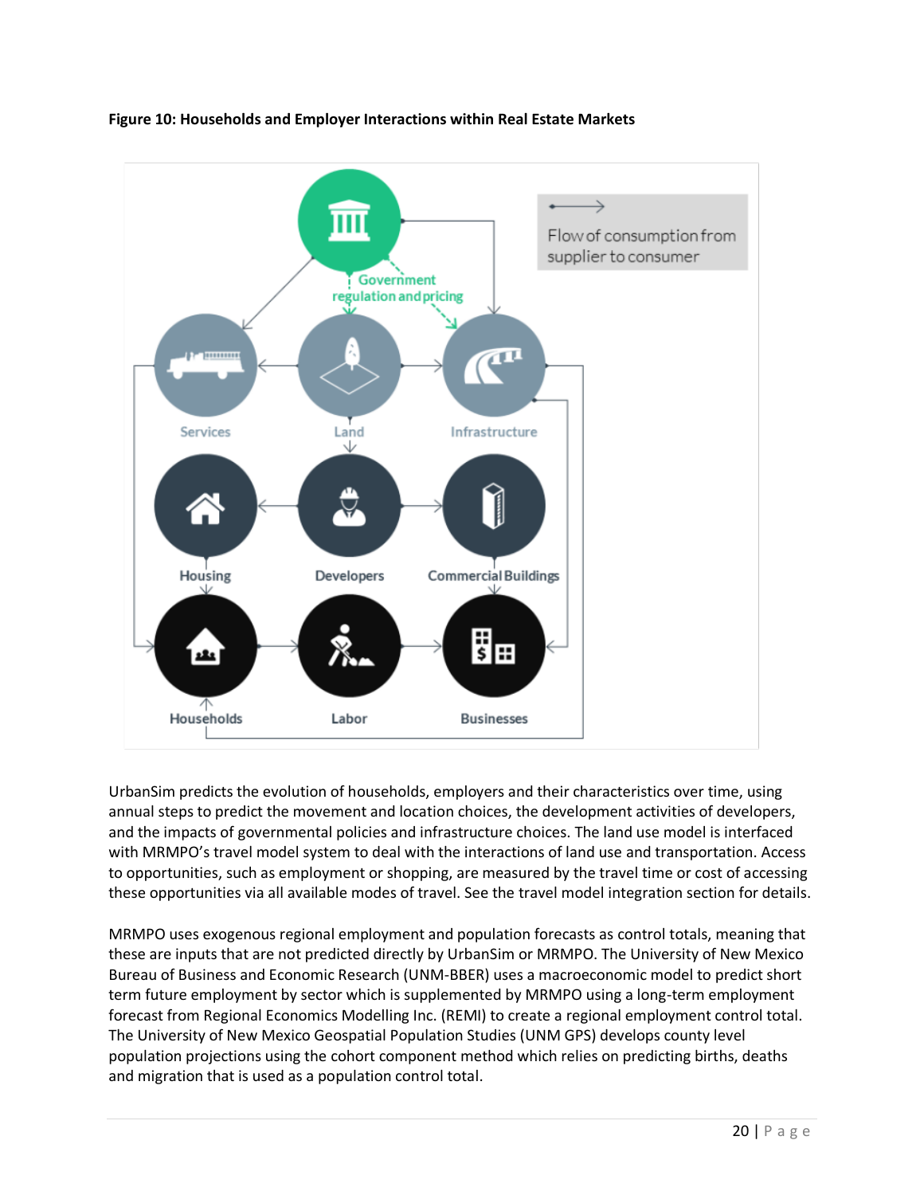**Figure 10: Households and Employer Interactions within Real Estate Markets**

UrbanSim predicts the evolution of households, employers and their characteristics over time, using annual steps to predict the movement and location choices, the development activities of developers, and the impacts of governmental policies and infrastructure choices. The land use model is interfaced with MRMPO's travel model system to deal with the interactions of land use and transportation. Access to opportunities, such as employment or shopping, are measured by the travel time or cost of accessing these opportunities via all available modes of travel. See the travel model integration section for details.

MRMPO uses exogenous regional employment and population forecasts as control totals, meaning that these are inputs that are not predicted directly by UrbanSim or MRMPO. The University of New Mexico Bureau of Business and Economic Research (UNM-BBER) uses a macroeconomic model to predict short term future employment by sector which is supplemented by MRMPO using a long-term employment forecast from Regional Economics Modelling Inc. (REMI) to create a regional employment control total. The University of New Mexico Geospatial Population Studies (UNM GPS) develops county level population projections using the cohort component method which relies on predicting births, deaths and migration that is used as a population control total.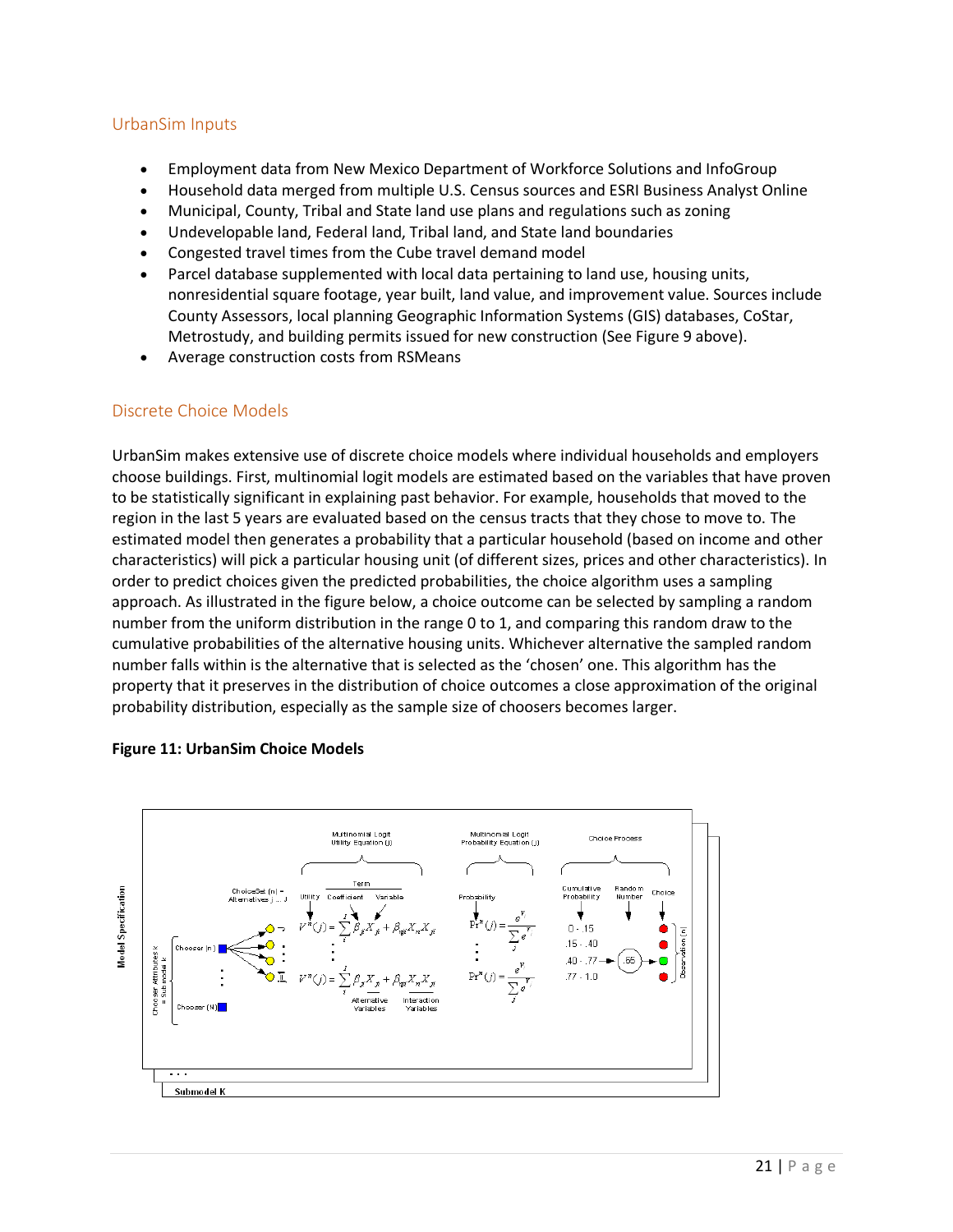## UrbanSim Inputs

- Employment data from New Mexico Department of Workforce Solutions and InfoGroup
- Household data merged from multiple U.S. Census sources and ESRI Business Analyst Online
- Municipal, County, Tribal and State land use plans and regulations such as zoning
- Undevelopable land, Federal land, Tribal land, and State land boundaries
- Congested travel times from the Cube travel demand model
- Parcel database supplemented with local data pertaining to land use, housing units, nonresidential square footage, year built, land value, and improvement value. Sources include County Assessors, local planning Geographic Information Systems (GIS) databases, CoStar, Metrostudy, and building permits issued for new construction (See Figure 9 above).
- Average construction costs from RSMeans

## Discrete Choice Models

UrbanSim makes extensive use of discrete choice models where individual households and employers choose buildings. First, multinomial logit models are estimated based on the variables that have proven to be statistically significant in explaining past behavior. For example, households that moved to the region in the last 5 years are evaluated based on the census tracts that they chose to move to. The estimated model then generates a probability that a particular household (based on income and other characteristics) will pick a particular housing unit (of different sizes, prices and other characteristics). In order to predict choices given the predicted probabilities, the choice algorithm uses a sampling approach. As illustrated in the figure below, a choice outcome can be selected by sampling a random number from the uniform distribution in the range 0 to 1, and comparing this random draw to the cumulative probabilities of the alternative housing units. Whichever alternative the sampled random number falls within is the alternative that is selected as the 'chosen' one. This algorithm has the property that it preserves in the distribution of choice outcomes a close approximation of the original probability distribution, especially as the sample size of choosers becomes larger.

**Figure 11: UrbanSim Choice Models**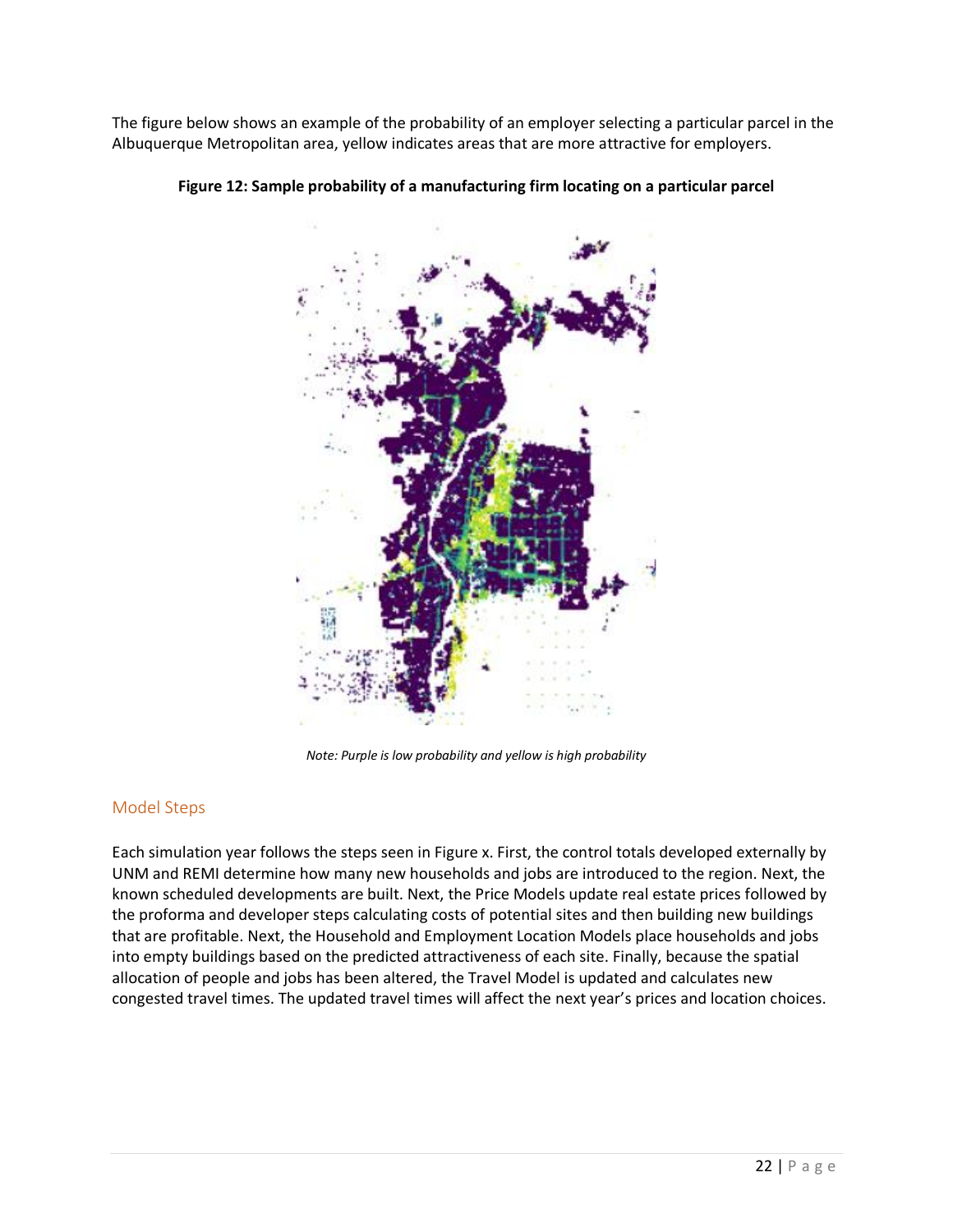The figure below shows an example of the probability of an employer selecting a particular parcel in the Albuquerque Metropolitan area, yellow indicates areas that are more attractive for employers.

**Figure 12: Sample probability of a manufacturing firm locating on a particular parcel**

*Note: Purple is low probability and yellow is high probability*

## Model Steps

Each simulation year follows the steps seen in Figure x. First, the control totals developed externally by UNM and REMI determine how many new households and jobs are introduced to the region. Next, the known scheduled developments are built. Next, the Price Models update real estate prices followed by the proforma and developer steps calculating costs of potential sites and then building new buildings that are profitable. Next, the Household and Employment Location Models place households and jobs into empty buildings based on the predicted attractiveness of each site. Finally, because the spatial allocation of people and jobs has been altered, the Travel Model is updated and calculates new congested travel times. The updated travel times will affect the next year's prices and location choices.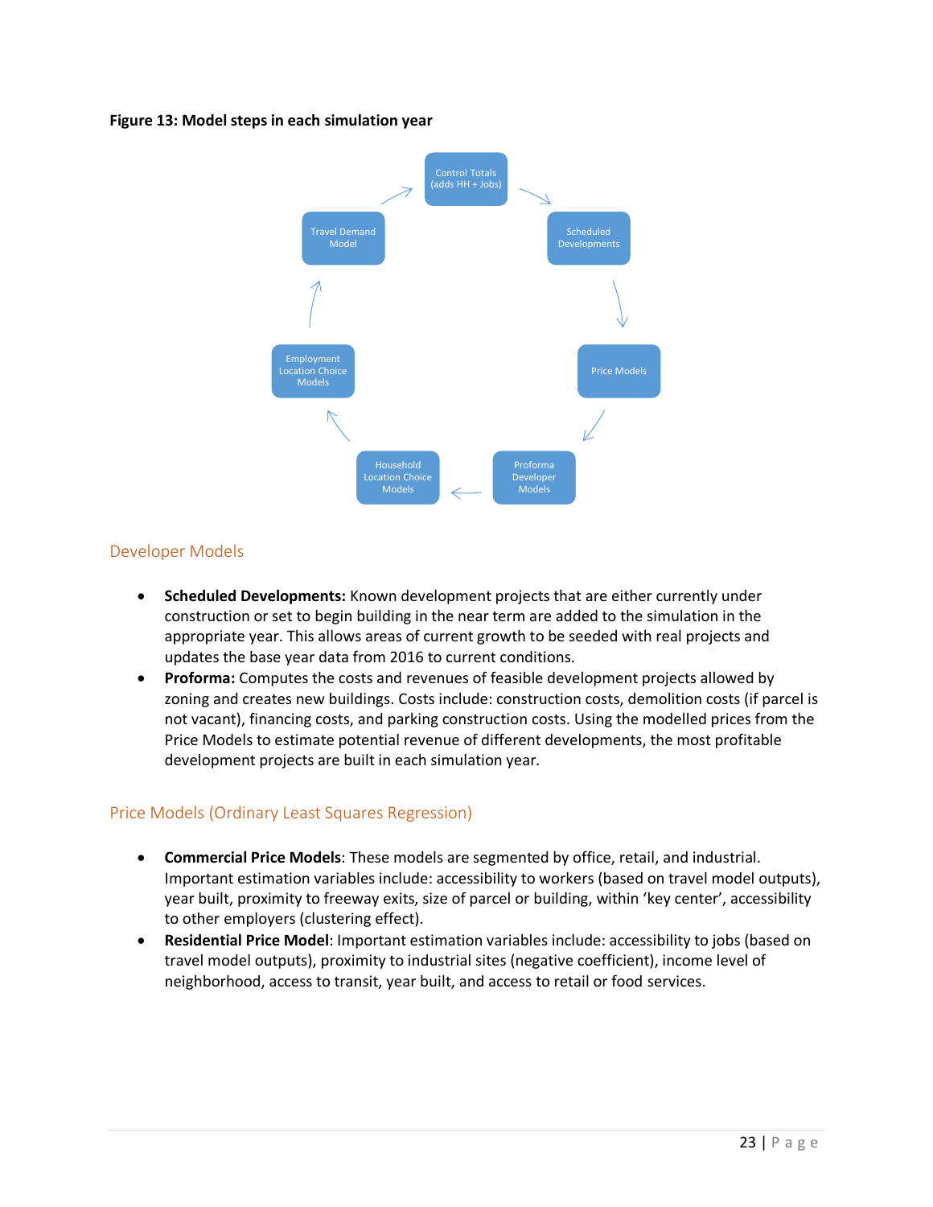**Figure 13: Model steps in each simulation year**

Control Totals (adds HH + Jobs)

Scheduled Developments

Price Models

Proforma Developer Models

Household Location Choice Models

Employment Location Choice Models

Travel Demand Model

## Developer Models

- **Scheduled Developments:** Known development projects that are either currently under construction or set to begin building in the near term are added to the simulation in the appropriate year. This allows areas of current growth to be seeded with real projects and updates the base year data from 2016 to current conditions.
- **Proforma:** Computes the costs and revenues of feasible development projects allowed by zoning and creates new buildings. Costs include: construction costs, demolition costs (if parcel is not vacant), financing costs, and parking construction costs. Using the modelled prices from the Price Models to estimate potential revenue of different developments, the most profitable development projects are built in each simulation year.

## Price Models (Ordinary Least Squares Regression)

- **Commercial Price Models**: These models are segmented by office, retail, and industrial. Important estimation variables include: accessibility to workers (based on travel model outputs), year built, proximity to freeway exits, size of parcel or building, within 'key center', accessibility to other employers (clustering effect).
- **Residential Price Model**: Important estimation variables include: accessibility to jobs (based on travel model outputs), proximity to industrial sites (negative coefficient), income level of neighborhood, access to transit, year built, and access to retail or food services.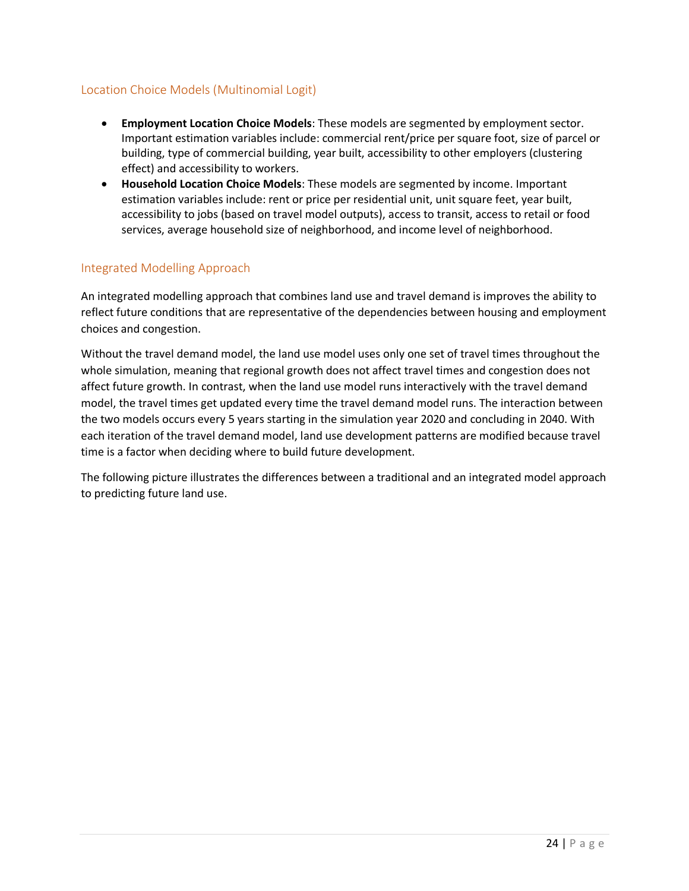### Location Choice Models (Multinomial Logit)

- **Employment Location Choice Models**: These models are segmented by employment sector. Important estimation variables include: commercial rent/price per square foot, size of parcel or building, type of commercial building, year built, accessibility to other employers (clustering effect) and accessibility to workers.
- **Household Location Choice Models**: These models are segmented by income. Important estimation variables include: rent or price per residential unit, unit square feet, year built, accessibility to jobs (based on travel model outputs), access to transit, access to retail or food services, average household size of neighborhood, and income level of neighborhood.

### Integrated Modelling Approach

An integrated modelling approach that combines land use and travel demand is improves the ability to reflect future conditions that are representative of the dependencies between housing and employment choices and congestion.

Without the travel demand model, the land use model uses only one set of travel times throughout the whole simulation, meaning that regional growth does not affect travel times and congestion does not affect future growth. In contrast, when the land use model runs interactively with the travel demand model, the travel times get updated every time the travel demand model runs. The interaction between the two models occurs every 5 years starting in the simulation year 2020 and concluding in 2040. With each iteration of the travel demand model, land use development patterns are modified because travel time is a factor when deciding where to build future development.

The following picture illustrates the differences between a traditional and an integrated model approach to predicting future land use.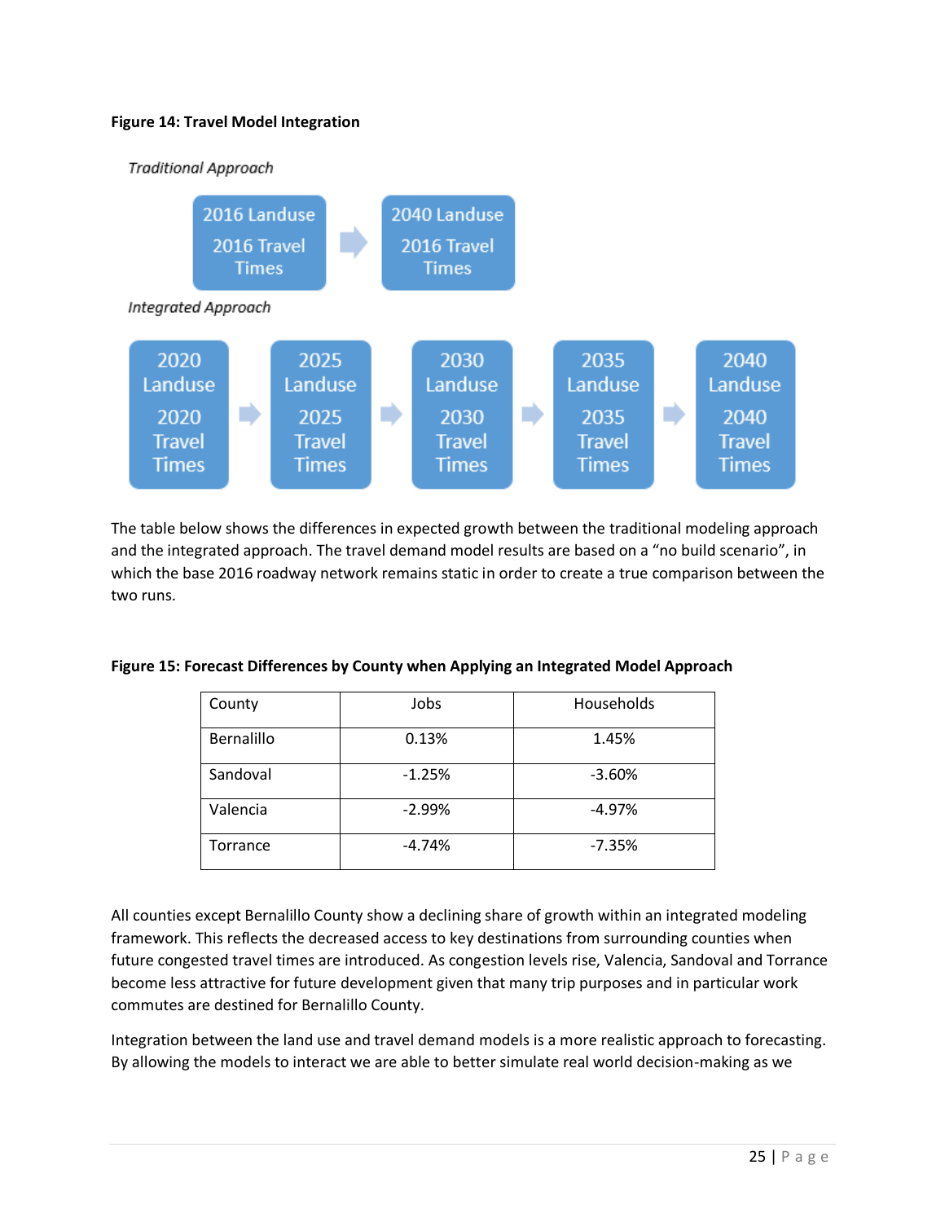**Figure 14: Travel Model Integration**

*Traditional Approach*

2016 Landuse 2016 Travel Times → 2040 Landuse 2016 Travel Times

*Integrated Approach*

2020 Landuse 2020 Travel Times → 2025 Landuse 2025 Travel Times → 2030 Landuse 2030 Travel Times → 2035 Landuse 2035 Travel Times → 2040 Landuse 2040 Travel Times

The table below shows the differences in expected growth between the traditional modeling approach and the integrated approach. The travel demand model results are based on a "no build scenario", in which the base 2016 roadway network remains static in order to create a true comparison between the two runs.

**Figure 15: Forecast Differences by County when Applying an Integrated Model Approach**

| County | Jobs | Households |
|---|---|---|
| Bernalillo | 0.13% | 1.45% |
| Sandoval | -1.25% | -3.60% |
| Valencia | -2.99% | -4.97% |
| Torrance | -4.74% | -7.35% |

All counties except Bernalillo County show a declining share of growth within an integrated modeling framework. This reflects the decreased access to key destinations from surrounding counties when future congested travel times are introduced. As congestion levels rise, Valencia, Sandoval and Torrance become less attractive for future development given that many trip purposes and in particular work commutes are destined for Bernalillo County.

Integration between the land use and travel demand models is a more realistic approach to forecasting. By allowing the models to interact we are able to better simulate real world decision-making as we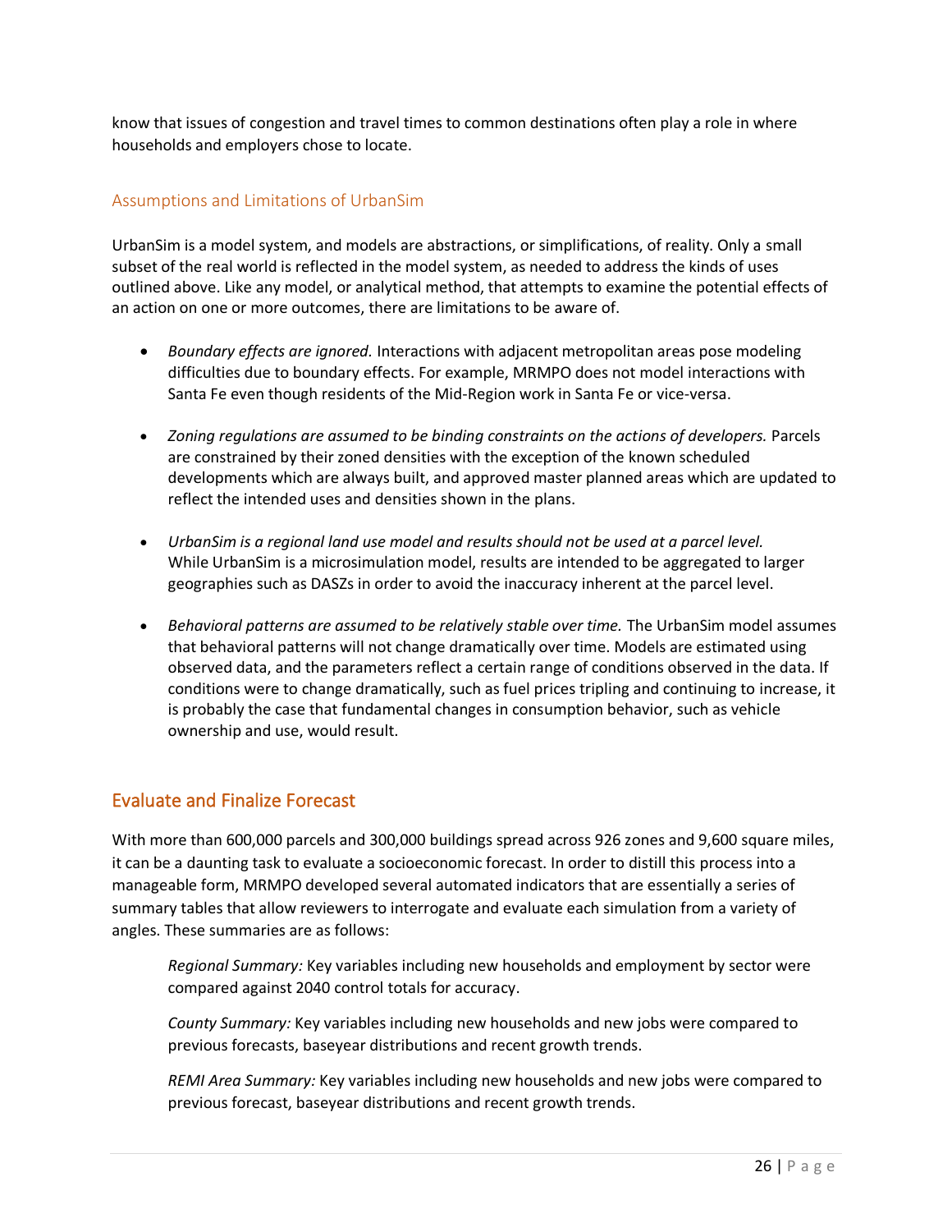know that issues of congestion and travel times to common destinations often play a role in where households and employers chose to locate.

### Assumptions and Limitations of UrbanSim

UrbanSim is a model system, and models are abstractions, or simplifications, of reality. Only a small subset of the real world is reflected in the model system, as needed to address the kinds of uses outlined above. Like any model, or analytical method, that attempts to examine the potential effects of an action on one or more outcomes, there are limitations to be aware of.

- *Boundary effects are ignored.* Interactions with adjacent metropolitan areas pose modeling difficulties due to boundary effects. For example, MRMPO does not model interactions with Santa Fe even though residents of the Mid-Region work in Santa Fe or vice-versa.

- *Zoning regulations are assumed to be binding constraints on the actions of developers.* Parcels are constrained by their zoned densities with the exception of the known scheduled developments which are always built, and approved master planned areas which are updated to reflect the intended uses and densities shown in the plans.

- *UrbanSim is a regional land use model and results should not be used at a parcel level.* While UrbanSim is a microsimulation model, results are intended to be aggregated to larger geographies such as DASZs in order to avoid the inaccuracy inherent at the parcel level.

- *Behavioral patterns are assumed to be relatively stable over time.* The UrbanSim model assumes that behavioral patterns will not change dramatically over time. Models are estimated using observed data, and the parameters reflect a certain range of conditions observed in the data. If conditions were to change dramatically, such as fuel prices tripling and continuing to increase, it is probably the case that fundamental changes in consumption behavior, such as vehicle ownership and use, would result.

## Evaluate and Finalize Forecast

With more than 600,000 parcels and 300,000 buildings spread across 926 zones and 9,600 square miles, it can be a daunting task to evaluate a socioeconomic forecast. In order to distill this process into a manageable form, MRMPO developed several automated indicators that are essentially a series of summary tables that allow reviewers to interrogate and evaluate each simulation from a variety of angles. These summaries are as follows:

*Regional Summary:* Key variables including new households and employment by sector were compared against 2040 control totals for accuracy.

*County Summary:* Key variables including new households and new jobs were compared to previous forecasts, baseyear distributions and recent growth trends.

*REMI Area Summary:* Key variables including new households and new jobs were compared to previous forecast, baseyear distributions and recent growth trends.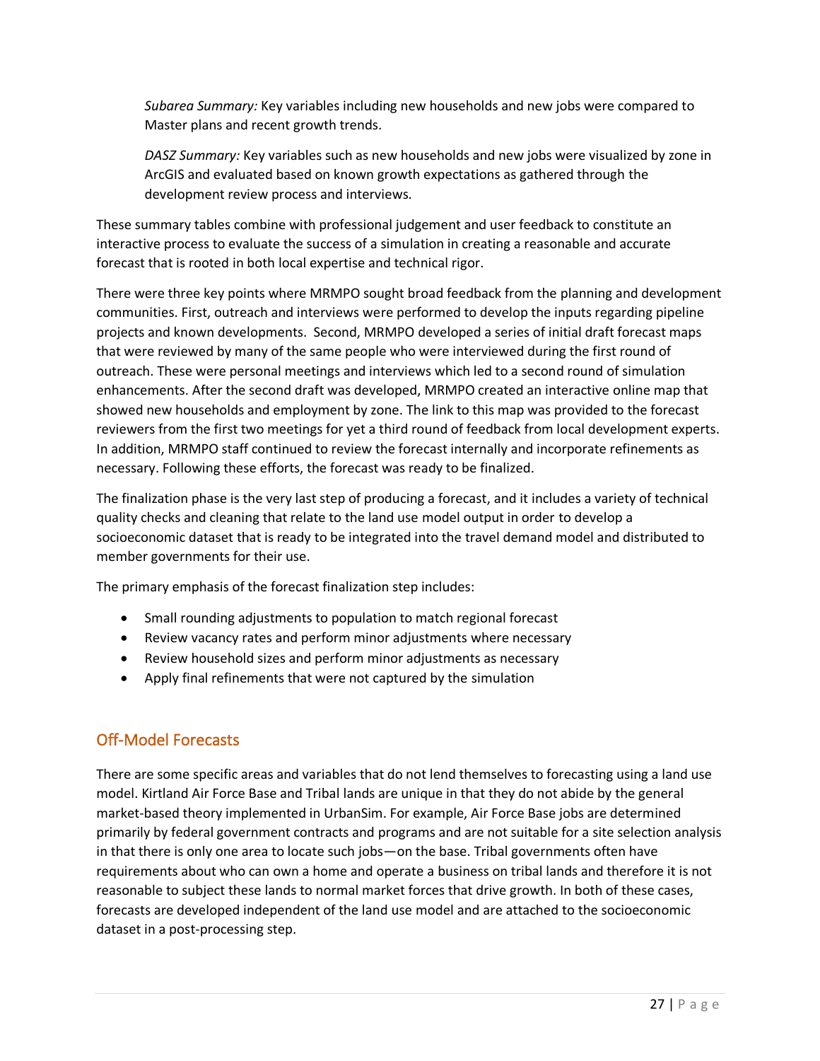*Subarea Summary:* Key variables including new households and new jobs were compared to Master plans and recent growth trends.

*DASZ Summary:* Key variables such as new households and new jobs were visualized by zone in ArcGIS and evaluated based on known growth expectations as gathered through the development review process and interviews.

These summary tables combine with professional judgement and user feedback to constitute an interactive process to evaluate the success of a simulation in creating a reasonable and accurate forecast that is rooted in both local expertise and technical rigor.

There were three key points where MRMPO sought broad feedback from the planning and development communities. First, outreach and interviews were performed to develop the inputs regarding pipeline projects and known developments. Second, MRMPO developed a series of initial draft forecast maps that were reviewed by many of the same people who were interviewed during the first round of outreach. These were personal meetings and interviews which led to a second round of simulation enhancements. After the second draft was developed, MRMPO created an interactive online map that showed new households and employment by zone. The link to this map was provided to the forecast reviewers from the first two meetings for yet a third round of feedback from local development experts. In addition, MRMPO staff continued to review the forecast internally and incorporate refinements as necessary. Following these efforts, the forecast was ready to be finalized.

The finalization phase is the very last step of producing a forecast, and it includes a variety of technical quality checks and cleaning that relate to the land use model output in order to develop a socioeconomic dataset that is ready to be integrated into the travel demand model and distributed to member governments for their use.

The primary emphasis of the forecast finalization step includes:

- Small rounding adjustments to population to match regional forecast
- Review vacancy rates and perform minor adjustments where necessary
- Review household sizes and perform minor adjustments as necessary
- Apply final refinements that were not captured by the simulation

## Off-Model Forecasts

There are some specific areas and variables that do not lend themselves to forecasting using a land use model. Kirtland Air Force Base and Tribal lands are unique in that they do not abide by the general market-based theory implemented in UrbanSim. For example, Air Force Base jobs are determined primarily by federal government contracts and programs and are not suitable for a site selection analysis in that there is only one area to locate such jobs—on the base. Tribal governments often have requirements about who can own a home and operate a business on tribal lands and therefore it is not reasonable to subject these lands to normal market forces that drive growth. In both of these cases, forecasts are developed independent of the land use model and are attached to the socioeconomic dataset in a post-processing step.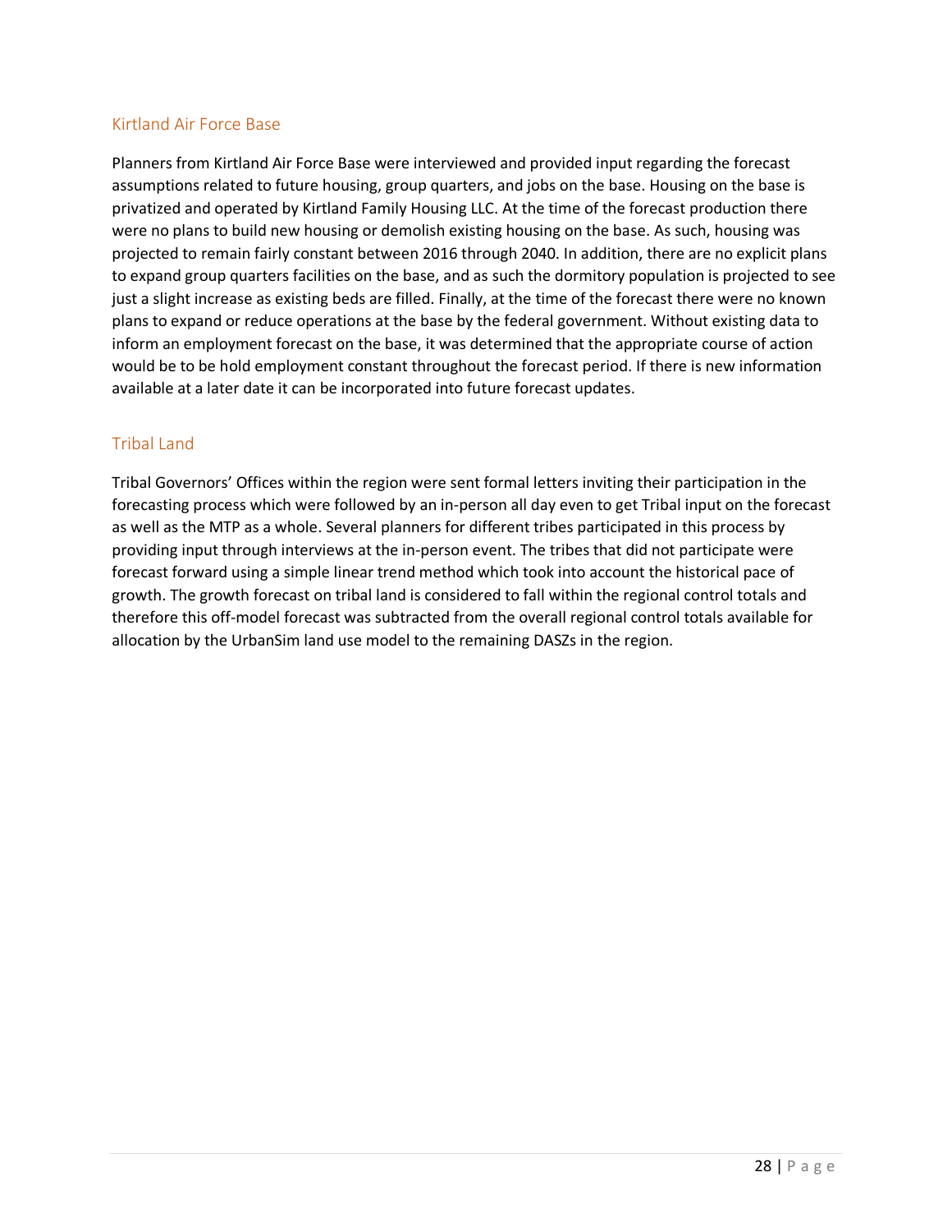## Kirtland Air Force Base

Planners from Kirtland Air Force Base were interviewed and provided input regarding the forecast assumptions related to future housing, group quarters, and jobs on the base. Housing on the base is privatized and operated by Kirtland Family Housing LLC. At the time of the forecast production there were no plans to build new housing or demolish existing housing on the base. As such, housing was projected to remain fairly constant between 2016 through 2040. In addition, there are no explicit plans to expand group quarters facilities on the base, and as such the dormitory population is projected to see just a slight increase as existing beds are filled. Finally, at the time of the forecast there were no known plans to expand or reduce operations at the base by the federal government. Without existing data to inform an employment forecast on the base, it was determined that the appropriate course of action would be to be hold employment constant throughout the forecast period. If there is new information available at a later date it can be incorporated into future forecast updates.

## Tribal Land

Tribal Governors' Offices within the region were sent formal letters inviting their participation in the forecasting process which were followed by an in-person all day even to get Tribal input on the forecast as well as the MTP as a whole. Several planners for different tribes participated in this process by providing input through interviews at the in-person event. The tribes that did not participate were forecast forward using a simple linear trend method which took into account the historical pace of growth. The growth forecast on tribal land is considered to fall within the regional control totals and therefore this off-model forecast was subtracted from the overall regional control totals available for allocation by the UrbanSim land use model to the remaining DASZs in the region.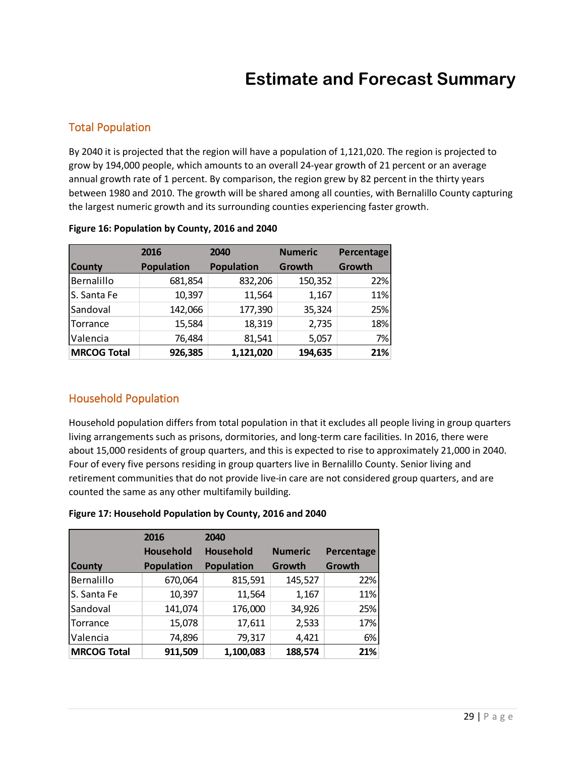# Estimate and Forecast Summary

## Total Population

By 2040 it is projected that the region will have a population of 1,121,020. The region is projected to grow by 194,000 people, which amounts to an overall 24-year growth of 21 percent or an average annual growth rate of 1 percent. By comparison, the region grew by 82 percent in the thirty years between 1980 and 2010. The growth will be shared among all counties, with Bernalillo County capturing the largest numeric growth and its surrounding counties experiencing faster growth.

**Figure 16: Population by County, 2016 and 2040**

| County | 2016 Population | 2040 Population | Numeric Growth | Percentage Growth |
|---|---|---|---|---|
| Bernalillo | 681,854 | 832,206 | 150,352 | 22% |
| S. Santa Fe | 10,397 | 11,564 | 1,167 | 11% |
| Sandoval | 142,066 | 177,390 | 35,324 | 25% |
| Torrance | 15,584 | 18,319 | 2,735 | 18% |
| Valencia | 76,484 | 81,541 | 5,057 | 7% |
| **MRCOG Total** | **926,385** | **1,121,020** | **194,635** | **21%** |

## Household Population

Household population differs from total population in that it excludes all people living in group quarters living arrangements such as prisons, dormitories, and long-term care facilities. In 2016, there were about 15,000 residents of group quarters, and this is expected to rise to approximately 21,000 in 2040. Four of every five persons residing in group quarters live in Bernalillo County. Senior living and retirement communities that do not provide live-in care are not considered group quarters, and are counted the same as any other multifamily building.

**Figure 17: Household Population by County, 2016 and 2040**

| County | 2016 Household Population | 2040 Household Population | Numeric Growth | Percentage Growth |
|---|---|---|---|---|
| Bernalillo | 670,064 | 815,591 | 145,527 | 22% |
| S. Santa Fe | 10,397 | 11,564 | 1,167 | 11% |
| Sandoval | 141,074 | 176,000 | 34,926 | 25% |
| Torrance | 15,078 | 17,611 | 2,533 | 17% |
| Valencia | 74,896 | 79,317 | 4,421 | 6% |
| **MRCOG Total** | **911,509** | **1,100,083** | **188,574** | **21%** |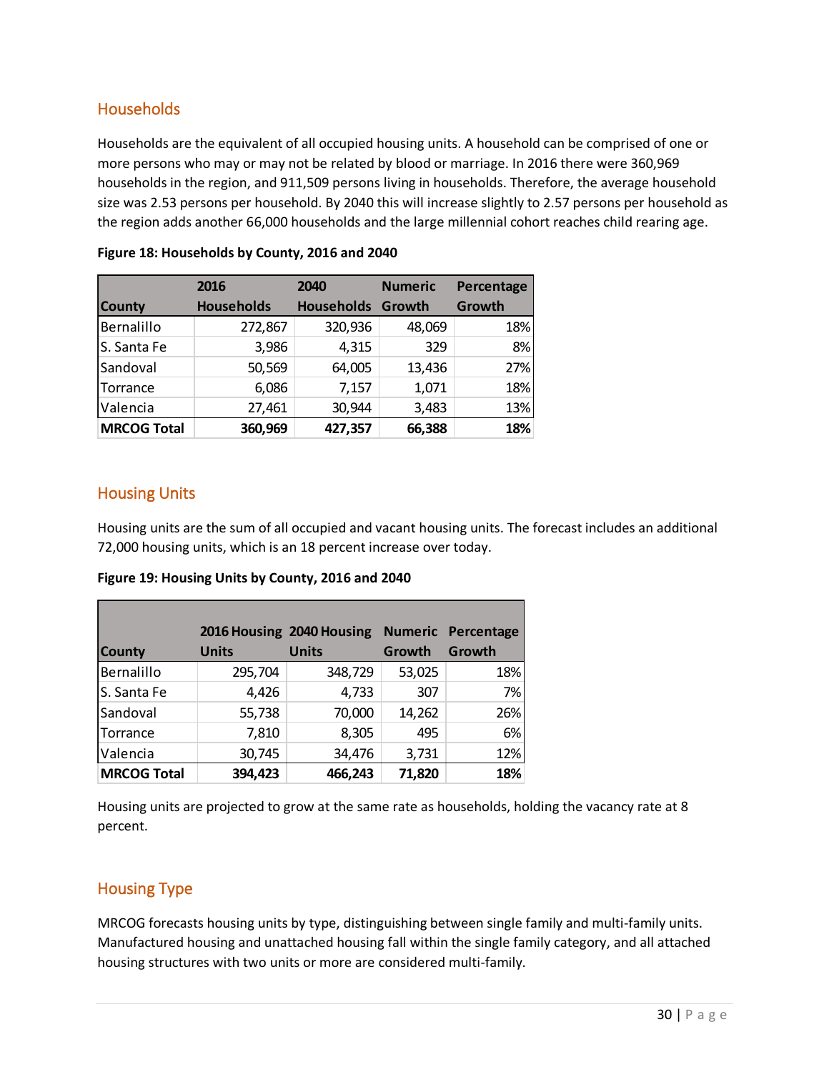## Households

Households are the equivalent of all occupied housing units. A household can be comprised of one or more persons who may or may not be related by blood or marriage. In 2016 there were 360,969 households in the region, and 911,509 persons living in households. Therefore, the average household size was 2.53 persons per household. By 2040 this will increase slightly to 2.57 persons per household as the region adds another 66,000 households and the large millennial cohort reaches child rearing age.

**Figure 18: Households by County, 2016 and 2040**

| County | 2016 Households | 2040 Households | Numeric Growth | Percentage Growth |
|---|---|---|---|---|
| Bernalillo | 272,867 | 320,936 | 48,069 | 18% |
| S. Santa Fe | 3,986 | 4,315 | 329 | 8% |
| Sandoval | 50,569 | 64,005 | 13,436 | 27% |
| Torrance | 6,086 | 7,157 | 1,071 | 18% |
| Valencia | 27,461 | 30,944 | 3,483 | 13% |
| **MRCOG Total** | **360,969** | **427,357** | **66,388** | **18%** |

## Housing Units

Housing units are the sum of all occupied and vacant housing units. The forecast includes an additional 72,000 housing units, which is an 18 percent increase over today.

**Figure 19: Housing Units by County, 2016 and 2040**

| County | 2016 Housing Units | 2040 Housing Units | Numeric Growth | Percentage Growth |
|---|---|---|---|---|
| Bernalillo | 295,704 | 348,729 | 53,025 | 18% |
| S. Santa Fe | 4,426 | 4,733 | 307 | 7% |
| Sandoval | 55,738 | 70,000 | 14,262 | 26% |
| Torrance | 7,810 | 8,305 | 495 | 6% |
| Valencia | 30,745 | 34,476 | 3,731 | 12% |
| **MRCOG Total** | **394,423** | **466,243** | **71,820** | **18%** |

Housing units are projected to grow at the same rate as households, holding the vacancy rate at 8 percent.

## Housing Type

MRCOG forecasts housing units by type, distinguishing between single family and multi-family units. Manufactured housing and unattached housing fall within the single family category, and all attached housing structures with two units or more are considered multi-family.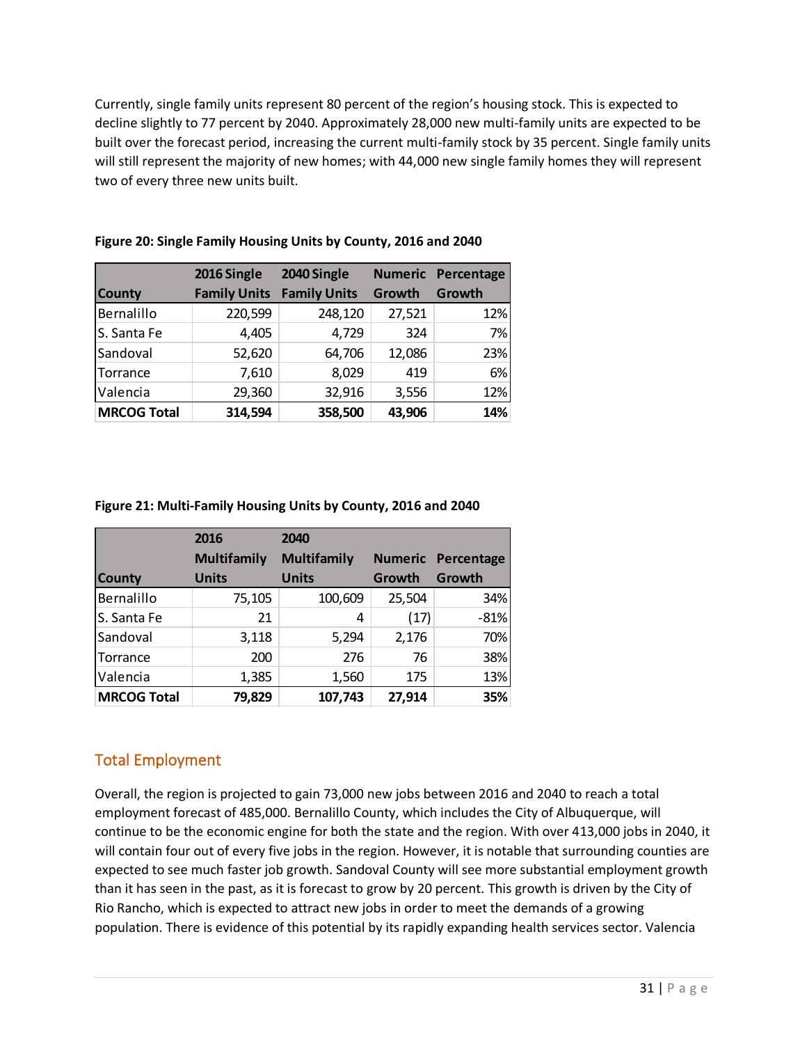Currently, single family units represent 80 percent of the region's housing stock. This is expected to decline slightly to 77 percent by 2040. Approximately 28,000 new multi-family units are expected to be built over the forecast period, increasing the current multi-family stock by 35 percent. Single family units will still represent the majority of new homes; with 44,000 new single family homes they will represent two of every three new units built.

**Figure 20: Single Family Housing Units by County, 2016 and 2040**

| County | 2016 Single Family Units | 2040 Single Family Units | Numeric Growth | Percentage Growth |
|---|---|---|---|---|
| Bernalillo | 220,599 | 248,120 | 27,521 | 12% |
| S. Santa Fe | 4,405 | 4,729 | 324 | 7% |
| Sandoval | 52,620 | 64,706 | 12,086 | 23% |
| Torrance | 7,610 | 8,029 | 419 | 6% |
| Valencia | 29,360 | 32,916 | 3,556 | 12% |
| **MRCOG Total** | **314,594** | **358,500** | **43,906** | **14%** |

**Figure 21: Multi-Family Housing Units by County, 2016 and 2040**

| County | 2016 Multifamily Units | 2040 Multifamily Units | Numeric Growth | Percentage Growth |
|---|---|---|---|---|
| Bernalillo | 75,105 | 100,609 | 25,504 | 34% |
| S. Santa Fe | 21 | 4 | (17) | -81% |
| Sandoval | 3,118 | 5,294 | 2,176 | 70% |
| Torrance | 200 | 276 | 76 | 38% |
| Valencia | 1,385 | 1,560 | 175 | 13% |
| **MRCOG Total** | **79,829** | **107,743** | **27,914** | **35%** |

## Total Employment

Overall, the region is projected to gain 73,000 new jobs between 2016 and 2040 to reach a total employment forecast of 485,000. Bernalillo County, which includes the City of Albuquerque, will continue to be the economic engine for both the state and the region. With over 413,000 jobs in 2040, it will contain four out of every five jobs in the region. However, it is notable that surrounding counties are expected to see much faster job growth. Sandoval County will see more substantial employment growth than it has seen in the past, as it is forecast to grow by 20 percent. This growth is driven by the City of Rio Rancho, which is expected to attract new jobs in order to meet the demands of a growing population. There is evidence of this potential by its rapidly expanding health services sector. Valencia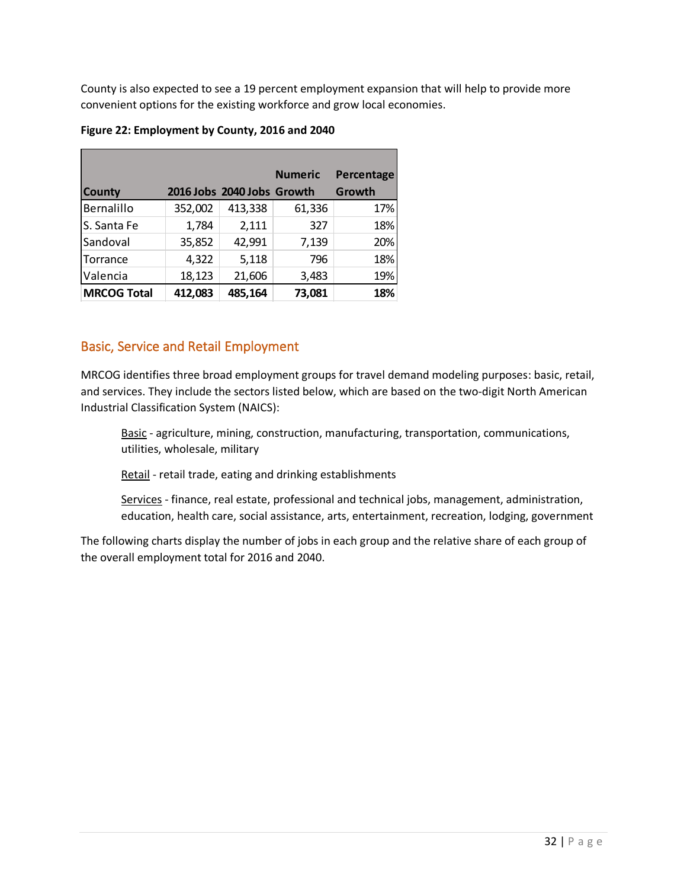County is also expected to see a 19 percent employment expansion that will help to provide more convenient options for the existing workforce and grow local economies.

**Figure 22: Employment by County, 2016 and 2040**

| County | 2016 Jobs | 2040 Jobs | Numeric Growth | Percentage Growth |
|---|---|---|---|---|
| Bernalillo | 352,002 | 413,338 | 61,336 | 17% |
| S. Santa Fe | 1,784 | 2,111 | 327 | 18% |
| Sandoval | 35,852 | 42,991 | 7,139 | 20% |
| Torrance | 4,322 | 5,118 | 796 | 18% |
| Valencia | 18,123 | 21,606 | 3,483 | 19% |
| **MRCOG Total** | **412,083** | **485,164** | **73,081** | **18%** |

## Basic, Service and Retail Employment

MRCOG identifies three broad employment groups for travel demand modeling purposes: basic, retail, and services. They include the sectors listed below, which are based on the two-digit North American Industrial Classification System (NAICS):

> Basic - agriculture, mining, construction, manufacturing, transportation, communications, utilities, wholesale, military
>
> Retail - retail trade, eating and drinking establishments
>
> Services - finance, real estate, professional and technical jobs, management, administration, education, health care, social assistance, arts, entertainment, recreation, lodging, government

The following charts display the number of jobs in each group and the relative share of each group of the overall employment total for 2016 and 2040.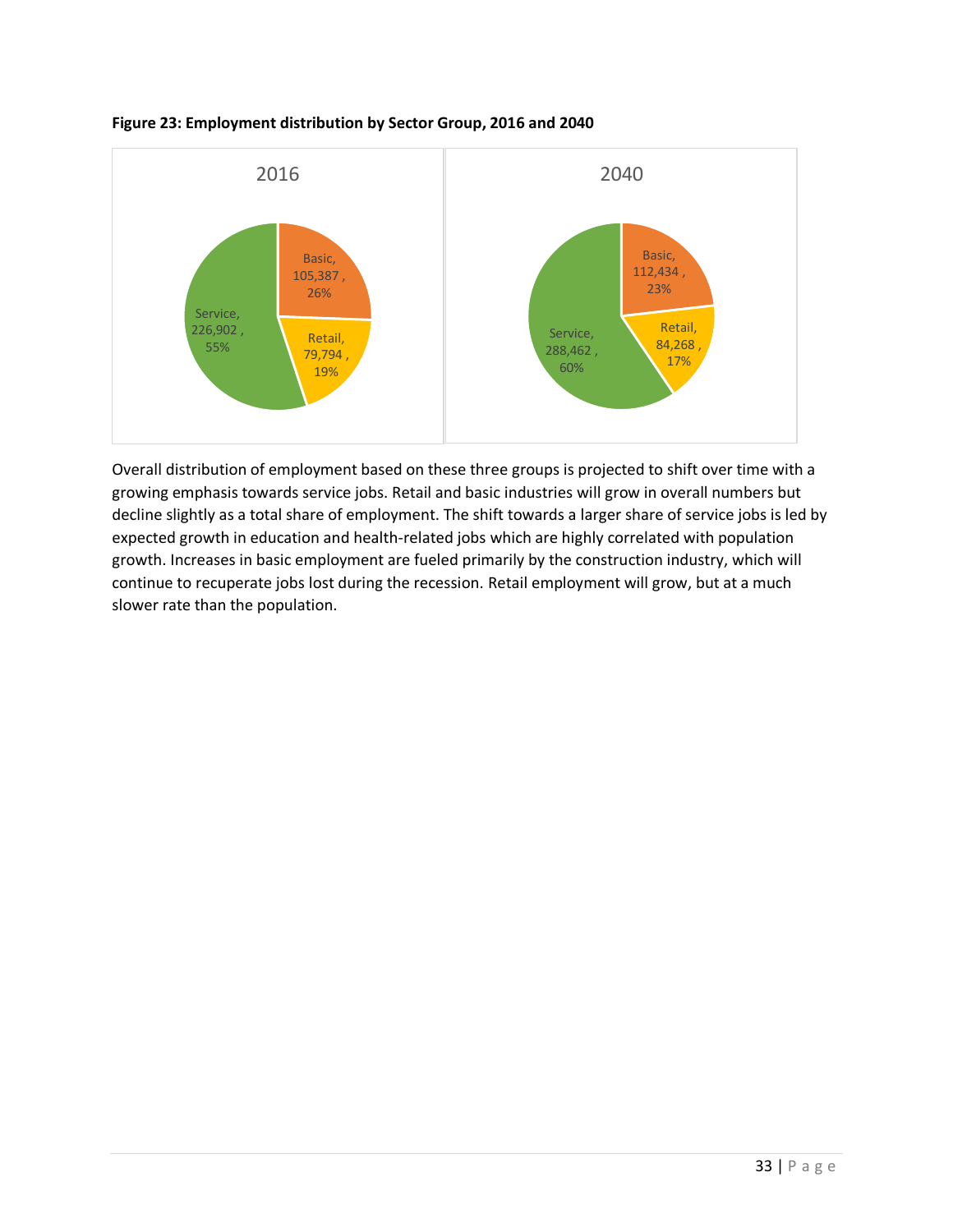**Figure 23: Employment distribution by Sector Group, 2016 and 2040**

| Sector | 2016 | 2016 Share | 2040 | 2040 Share |
|---|---|---|---|---|
| Basic | 105,387 | 26% | 112,434 | 23% |
| Retail | 79,794 | 19% | 84,268 | 17% |
| Service | 226,902 | 55% | 288,462 | 60% |

Overall distribution of employment based on these three groups is projected to shift over time with a growing emphasis towards service jobs. Retail and basic industries will grow in overall numbers but decline slightly as a total share of employment. The shift towards a larger share of service jobs is led by expected growth in education and health-related jobs which are highly correlated with population growth. Increases in basic employment are fueled primarily by the construction industry, which will continue to recuperate jobs lost during the recession. Retail employment will grow, but at a much slower rate than the population.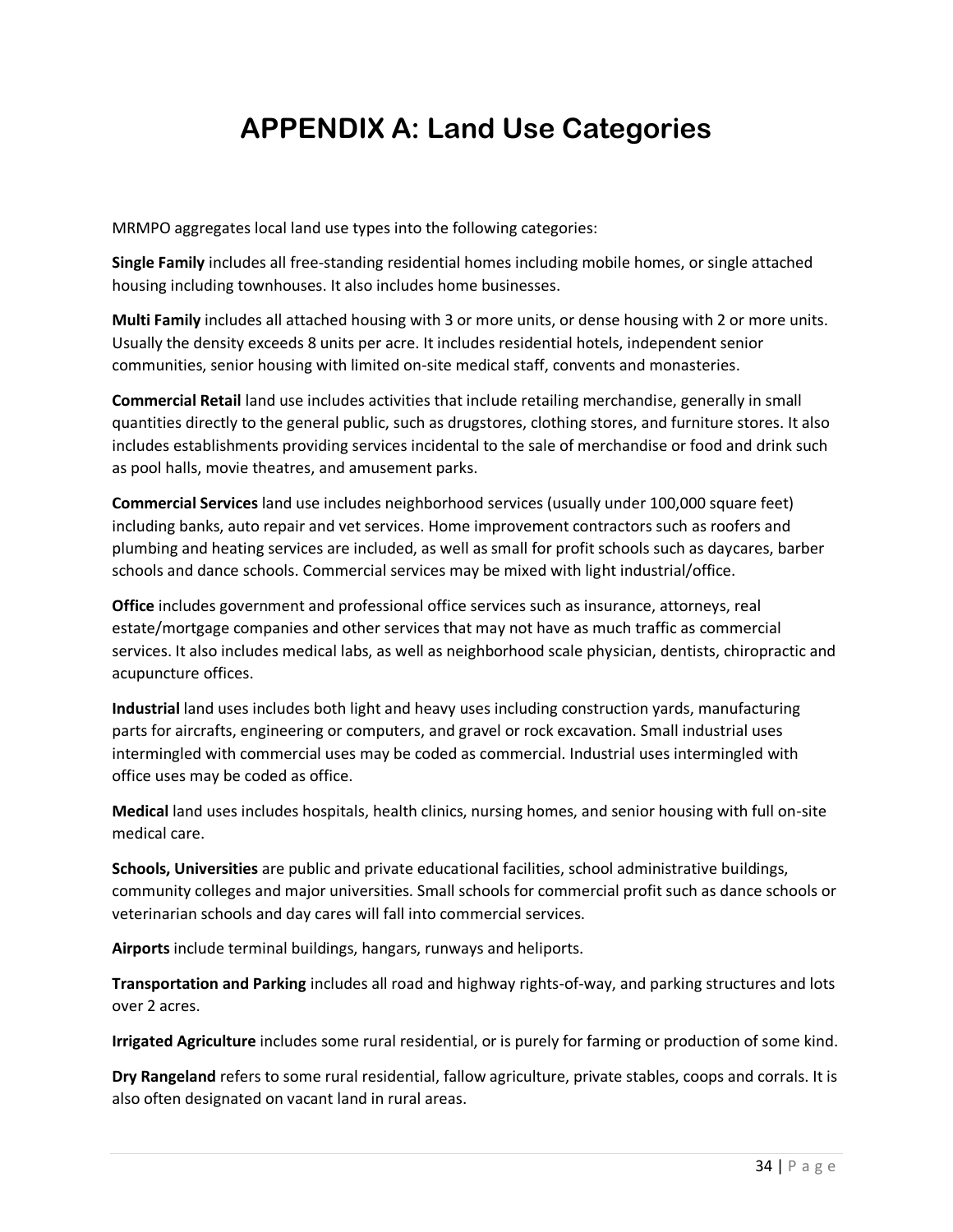# APPENDIX A: Land Use Categories

MRMPO aggregates local land use types into the following categories:

**Single Family** includes all free-standing residential homes including mobile homes, or single attached housing including townhouses. It also includes home businesses.

**Multi Family** includes all attached housing with 3 or more units, or dense housing with 2 or more units. Usually the density exceeds 8 units per acre. It includes residential hotels, independent senior communities, senior housing with limited on-site medical staff, convents and monasteries.

**Commercial Retail** land use includes activities that include retailing merchandise, generally in small quantities directly to the general public, such as drugstores, clothing stores, and furniture stores. It also includes establishments providing services incidental to the sale of merchandise or food and drink such as pool halls, movie theatres, and amusement parks.

**Commercial Services** land use includes neighborhood services (usually under 100,000 square feet) including banks, auto repair and vet services. Home improvement contractors such as roofers and plumbing and heating services are included, as well as small for profit schools such as daycares, barber schools and dance schools. Commercial services may be mixed with light industrial/office.

**Office** includes government and professional office services such as insurance, attorneys, real estate/mortgage companies and other services that may not have as much traffic as commercial services. It also includes medical labs, as well as neighborhood scale physician, dentists, chiropractic and acupuncture offices.

**Industrial** land uses includes both light and heavy uses including construction yards, manufacturing parts for aircrafts, engineering or computers, and gravel or rock excavation. Small industrial uses intermingled with commercial uses may be coded as commercial. Industrial uses intermingled with office uses may be coded as office.

**Medical** land uses includes hospitals, health clinics, nursing homes, and senior housing with full on-site medical care.

**Schools, Universities** are public and private educational facilities, school administrative buildings, community colleges and major universities. Small schools for commercial profit such as dance schools or veterinarian schools and day cares will fall into commercial services.

**Airports** include terminal buildings, hangars, runways and heliports.

**Transportation and Parking** includes all road and highway rights-of-way, and parking structures and lots over 2 acres.

**Irrigated Agriculture** includes some rural residential, or is purely for farming or production of some kind.

**Dry Rangeland** refers to some rural residential, fallow agriculture, private stables, coops and corrals. It is also often designated on vacant land in rural areas.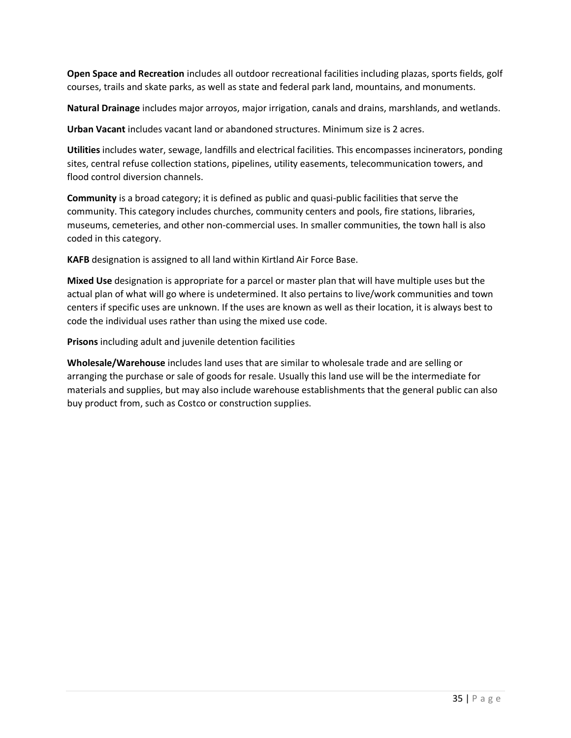**Open Space and Recreation** includes all outdoor recreational facilities including plazas, sports fields, golf courses, trails and skate parks, as well as state and federal park land, mountains, and monuments.

**Natural Drainage** includes major arroyos, major irrigation, canals and drains, marshlands, and wetlands.

**Urban Vacant** includes vacant land or abandoned structures. Minimum size is 2 acres.

**Utilities** includes water, sewage, landfills and electrical facilities. This encompasses incinerators, ponding sites, central refuse collection stations, pipelines, utility easements, telecommunication towers, and flood control diversion channels.

**Community** is a broad category; it is defined as public and quasi-public facilities that serve the community. This category includes churches, community centers and pools, fire stations, libraries, museums, cemeteries, and other non-commercial uses. In smaller communities, the town hall is also coded in this category.

**KAFB** designation is assigned to all land within Kirtland Air Force Base.

**Mixed Use** designation is appropriate for a parcel or master plan that will have multiple uses but the actual plan of what will go where is undetermined. It also pertains to live/work communities and town centers if specific uses are unknown. If the uses are known as well as their location, it is always best to code the individual uses rather than using the mixed use code.

**Prisons** including adult and juvenile detention facilities

**Wholesale/Warehouse** includes land uses that are similar to wholesale trade and are selling or arranging the purchase or sale of goods for resale. Usually this land use will be the intermediate for materials and supplies, but may also include warehouse establishments that the general public can also buy product from, such as Costco or construction supplies.